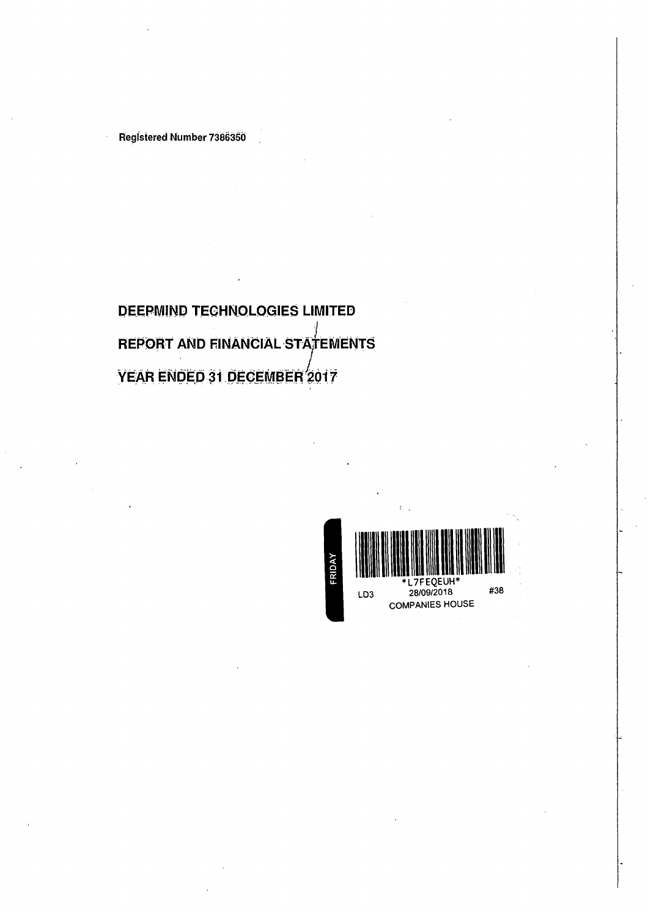Registered Number 7386350

# DEEPMIND TECHNOLOGIES LIMITED

# REPORT AND FINANCIAL STATEMENTS

# YEAR ENDED 31 DECEMBER 2017

FRIDAY

*L7FEQEUH*

LD3 28/09/2018 #38

COMPANIES HOUSE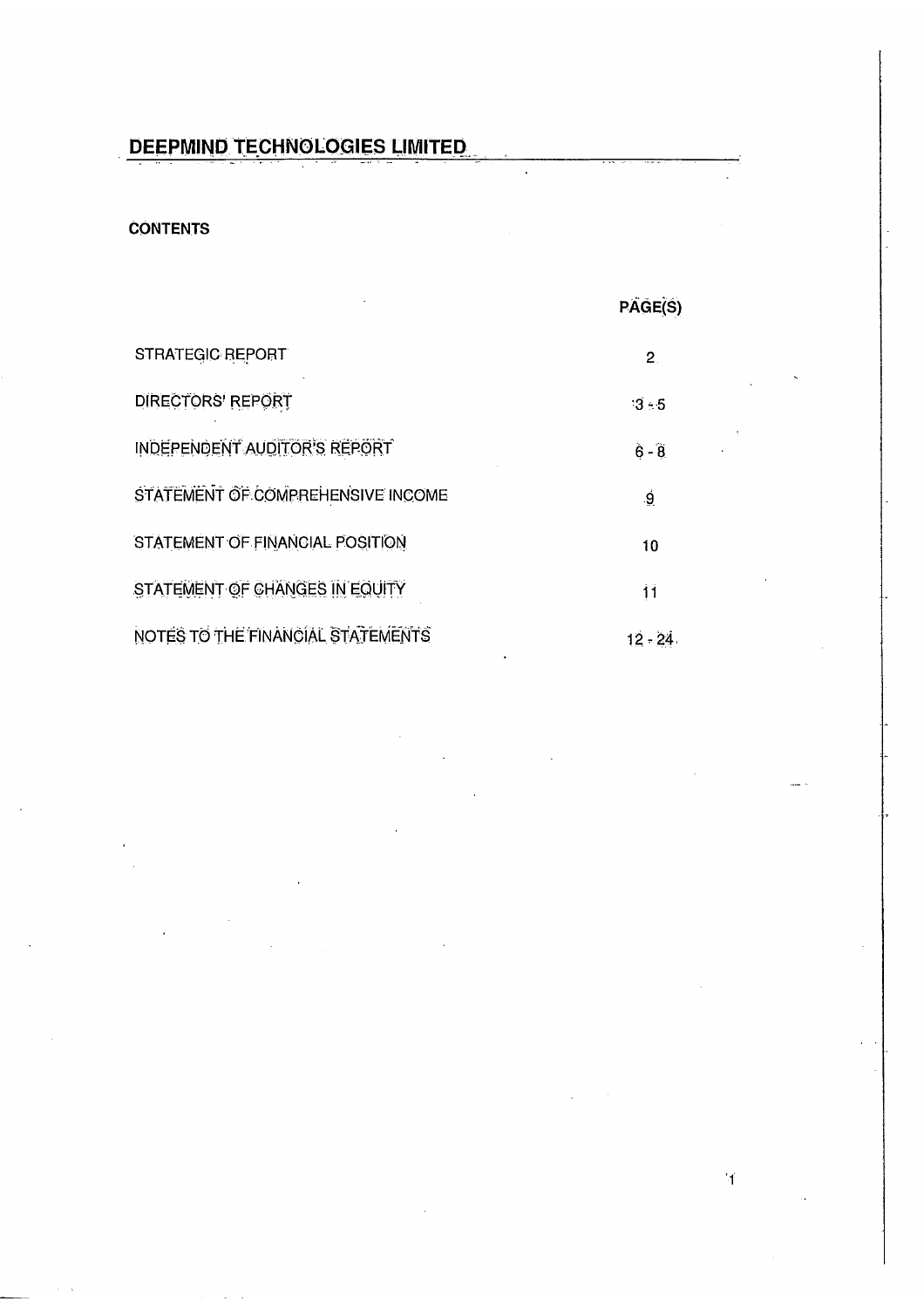# DEEPMIND TECHNOLOGIES LIMITED

**CONTENTS**

| | PAGE(S) |
|---|---|
| STRATEGIC REPORT | 2 |
| DIRECTORS' REPORT | 3 - 5 |
| INDEPENDENT AUDITOR'S REPORT | 6 - 8 |
| STATEMENT OF COMPREHENSIVE INCOME | 9 |
| STATEMENT OF FINANCIAL POSITION | 10 |
| STATEMENT OF CHANGES IN EQUITY | 11 |
| NOTES TO THE FINANCIAL STATEMENTS | 12 - 24 |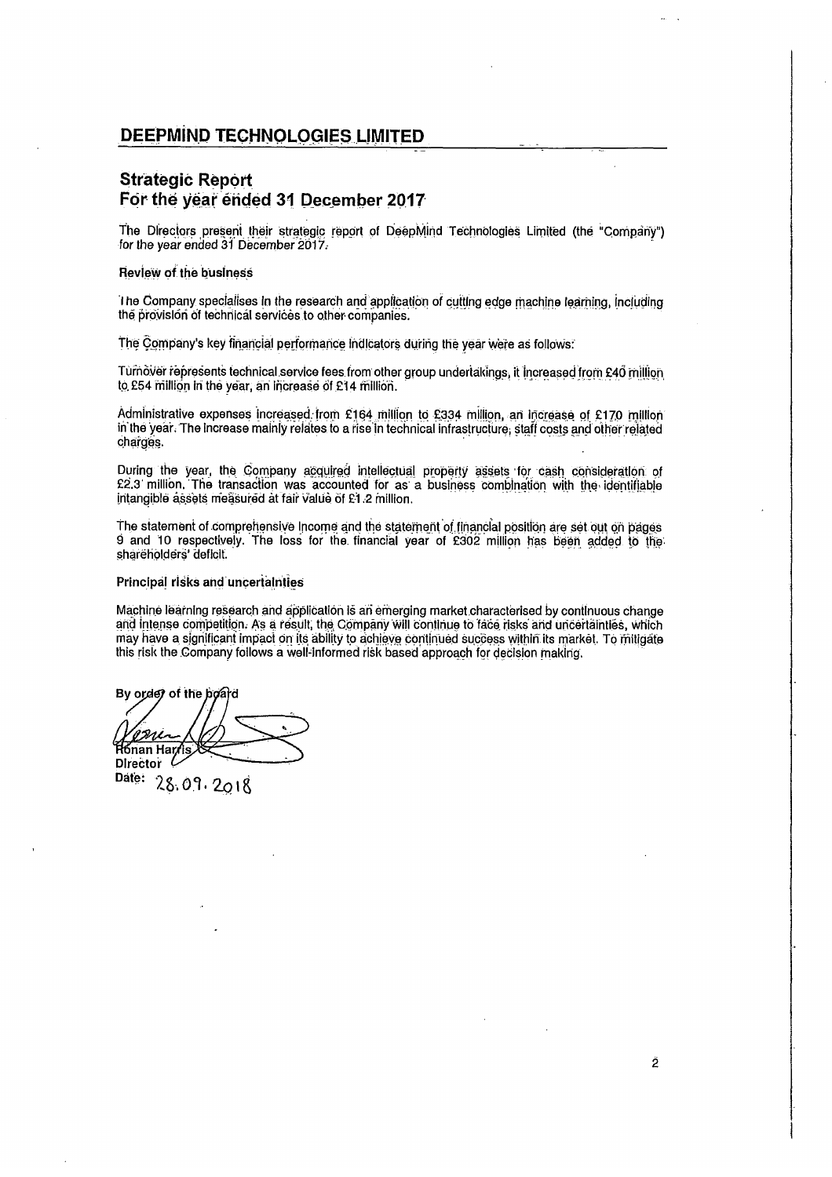# DEEPMIND TECHNOLOGIES LIMITED

## Strategic Report
## For the year ended 31 December 2017

The Directors present their strategic report of DeepMind Technologies Limited (the "Company") for the year ended 31 December 2017.

### Review of the business

The Company specialises in the research and application of cutting edge machine learning, including the provision of technical services to other companies.

The Company's key financial performance indicators during the year were as follows:

Turnover represents technical service fees from other group undertakings, it increased from £40 million to £54 million in the year, an increase of £14 million.

Administrative expenses increased from £164 million to £334 million, an increase of £170 million in the year. The increase mainly relates to a rise in technical infrastructure, staff costs and other related charges.

During the year, the Company acquired intellectual property assets for cash consideration of £2.3 million. The transaction was accounted for as a business combination with the identifiable intangible assets measured at fair value of £1.2 million.

The statement of comprehensive income and the statement of financial position are set out on pages 9 and 10 respectively. The loss for the financial year of £302 million has been added to the shareholders' deficit.

### Principal risks and uncertainties

Machine learning research and application is an emerging market characterised by continuous change and intense competition. As a result, the Company will continue to face risks and uncertainties, which may have a significant impact on its ability to achieve continued success within its market. To mitigate this risk the Company follows a well-informed risk based approach for decision making.

By order of the board

Ronan Harris
Director

Date: 28.09.2018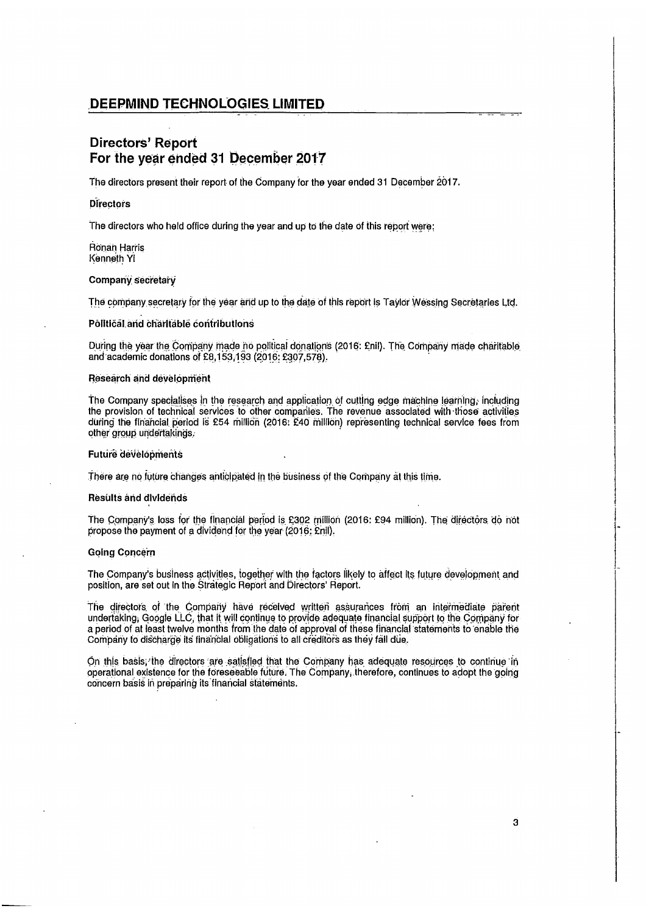# DEEPMIND TECHNOLOGIES LIMITED

## Directors' Report
## For the year ended 31 December 2017

The directors present their report of the Company for the year ended 31 December 2017.

### Directors

The directors who held office during the year and up to the date of this report were:

Ronan Harris
Kenneth Yi

### Company secretary

The company secretary for the year and up to the date of this report is Taylor Wessing Secretaries Ltd.

### Political and charitable contributions

During the year the Company made no political donations (2016: £nil). The Company made charitable and academic donations of £8,153,193 (2016: £307,578).

### Research and development

The Company specialises in the research and application of cutting edge machine learning, including the provision of technical services to other companies. The revenue associated with those activities during the financial period is £54 million (2016: £40 million) representing technical service fees from other group undertakings.

### Future developments

There are no future changes anticipated in the business of the Company at this time.

### Results and dividends

The Company's loss for the financial period is £302 million (2016: £94 million). The directors do not propose the payment of a dividend for the year (2016: £nil).

### Going Concern

The Company's business activities, together with the factors likely to affect its future development and position, are set out in the Strategic Report and Directors' Report.

The directors of the Company have received written assurances from an intermediate parent undertaking, Google LLC, that it will continue to provide adequate financial support to the Company for a period of at least twelve months from the date of approval of these financial statements to enable the Company to discharge its financial obligations to all creditors as they fall due.

On this basis, the directors are satisfied that the Company has adequate resources to continue in operational existence for the foreseeable future. The Company, therefore, continues to adopt the going concern basis in preparing its financial statements.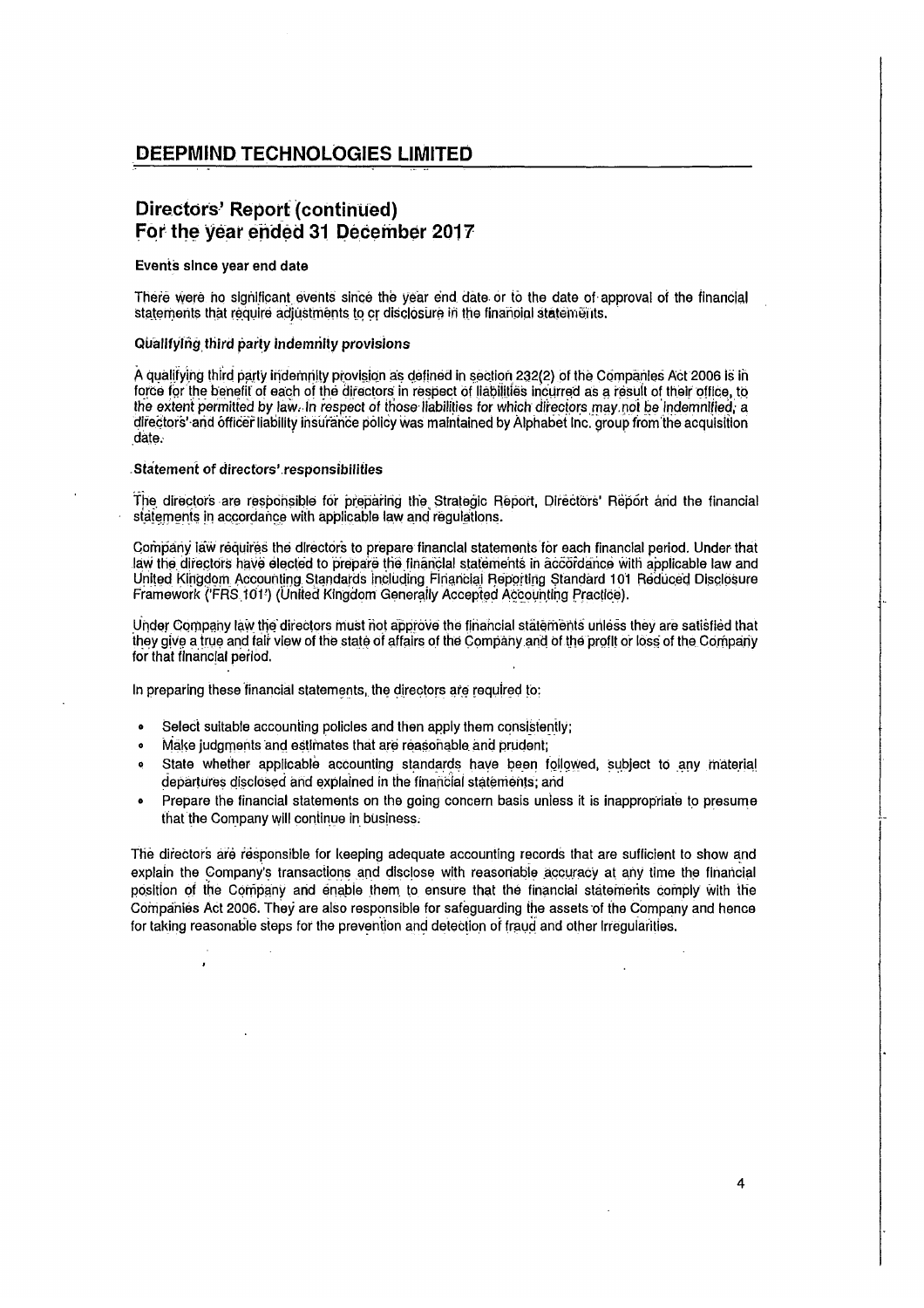## Directors' Report (continued)
## For the year ended 31 December 2017

### Events since year end date

There were no significant events since the year end date or to the date of approval of the financial statements that require adjustments to or disclosure in the financial statements.

### Qualifying third party indemnity provisions

A qualifying third party indemnity provision as defined in section 232(2) of the Companies Act 2006 is in force for the benefit of each of the directors in respect of liabilities incurred as a result of their office, to the extent permitted by law. In respect of those liabilities for which directors may not be indemnified, a directors' and officer liability insurance policy was maintained by Alphabet Inc. group from the acquisition date.

### Statement of directors' responsibilities

The directors are responsible for preparing the Strategic Report, Directors' Report and the financial statements in accordance with applicable law and regulations.

Company law requires the directors to prepare financial statements for each financial period. Under that law the directors have elected to prepare the financial statements in accordance with applicable law and United Kingdom Accounting Standards including Financial Reporting Standard 101 Reduced Disclosure Framework ('FRS 101') (United Kingdom Generally Accepted Accounting Practice).

Under Company law the directors must not approve the financial statements unless they are satisfied that they give a true and fair view of the state of affairs of the Company and of the profit or loss of the Company for that financial period.

In preparing these financial statements, the directors are required to:

- Select suitable accounting policies and then apply them consistently;
- Make judgments and estimates that are reasonable and prudent;
- State whether applicable accounting standards have been followed, subject to any material departures disclosed and explained in the financial statements; and
- Prepare the financial statements on the going concern basis unless it is inappropriate to presume that the Company will continue in business.

The directors are responsible for keeping adequate accounting records that are sufficient to show and explain the Company's transactions and disclose with reasonable accuracy at any time the financial position of the Company and enable them to ensure that the financial statements comply with the Companies Act 2006. They are also responsible for safeguarding the assets of the Company and hence for taking reasonable steps for the prevention and detection of fraud and other irregularities.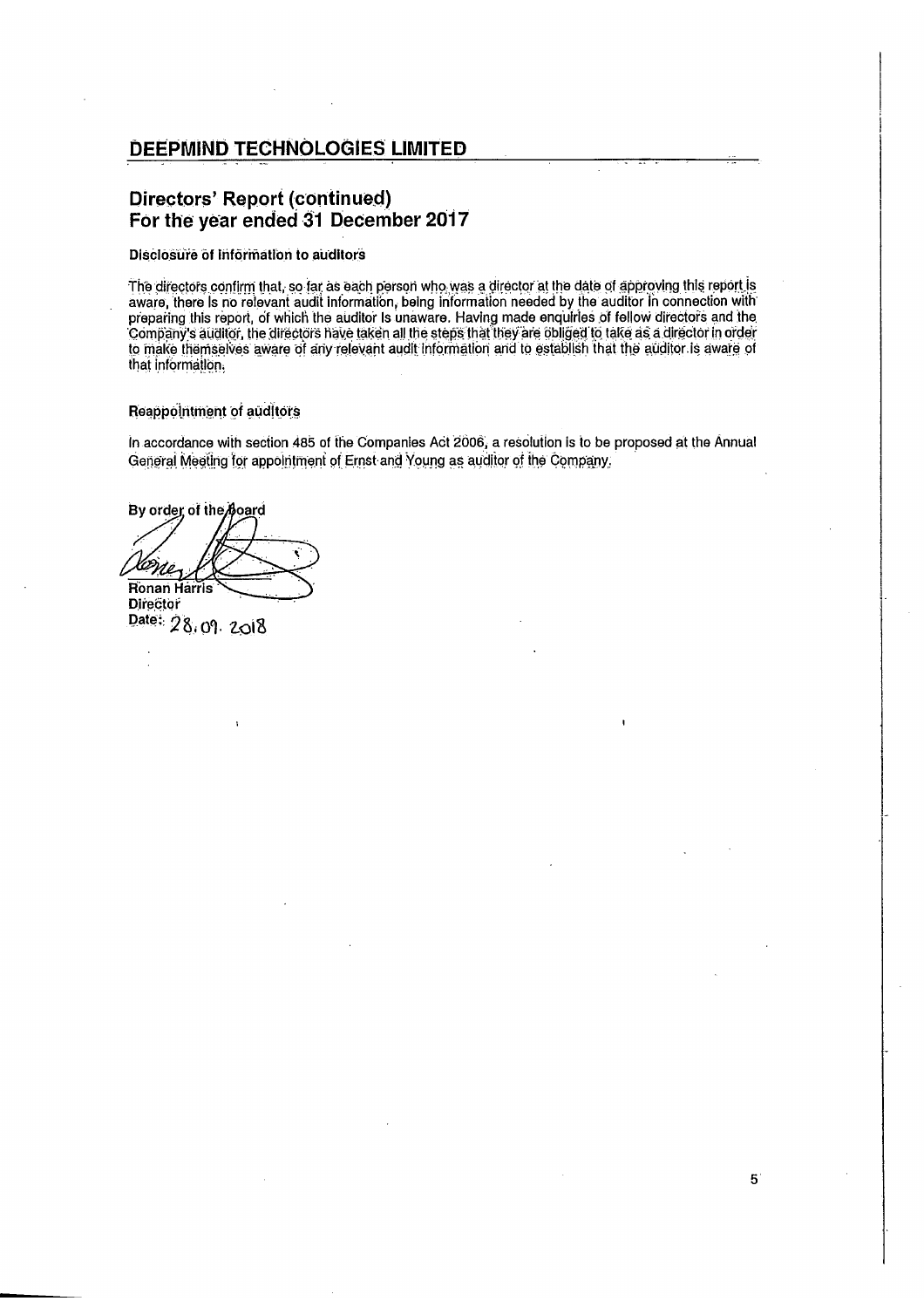## DEEPMIND TECHNOLOGIES LIMITED

# Directors' Report (continued)
# For the year ended 31 December 2017

### Disclosure of information to auditors

The directors confirm that, so far as each person who was a director at the date of approving this report is aware, there is no relevant audit information, being information needed by the auditor in connection with preparing this report, of which the auditor is unaware. Having made enquiries of fellow directors and the Company's auditor, the directors have taken all the steps that they are obliged to take as a director in order to make themselves aware of any relevant audit information and to establish that the auditor is aware of that information.

### Reappointment of auditors

In accordance with section 485 of the Companies Act 2006, a resolution is to be proposed at the Annual General Meeting for appointment of Ernst and Young as auditor of the Company.

By order of the Board

Ronan Harris
Director
Date: 28.09.2018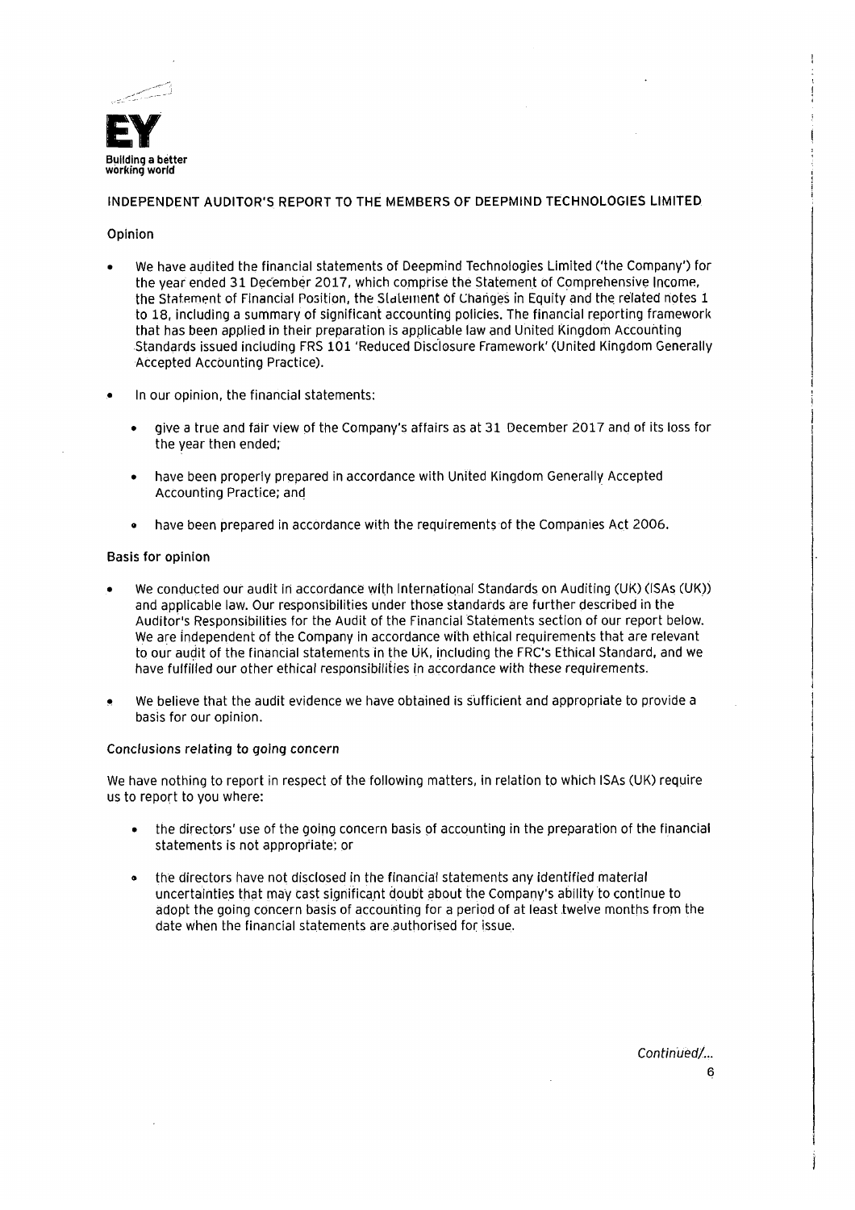**EY**
**Building a better working world**

## INDEPENDENT AUDITOR'S REPORT TO THE MEMBERS OF DEEPMIND TECHNOLOGIES LIMITED

### Opinion

- We have audited the financial statements of Deepmind Technologies Limited ('the Company') for the year ended 31 December 2017, which comprise the Statement of Comprehensive Income, the Statement of Financial Position, the Statement of Changes in Equity and the related notes 1 to 18, including a summary of significant accounting policies. The financial reporting framework that has been applied in their preparation is applicable law and United Kingdom Accounting Standards issued including FRS 101 'Reduced Disclosure Framework' (United Kingdom Generally Accepted Accounting Practice).

- In our opinion, the financial statements:

  - give a true and fair view of the Company's affairs as at 31 December 2017 and of its loss for the year then ended;

  - have been properly prepared in accordance with United Kingdom Generally Accepted Accounting Practice; and

  - have been prepared in accordance with the requirements of the Companies Act 2006.

### Basis for opinion

- We conducted our audit in accordance with International Standards on Auditing (UK) (ISAs (UK)) and applicable law. Our responsibilities under those standards are further described in the Auditor's Responsibilities for the Audit of the Financial Statements section of our report below. We are independent of the Company in accordance with ethical requirements that are relevant to our audit of the financial statements in the UK, including the FRC's Ethical Standard, and we have fulfilled our other ethical responsibilities in accordance with these requirements.

- We believe that the audit evidence we have obtained is sufficient and appropriate to provide a basis for our opinion.

### Conclusions relating to going concern

We have nothing to report in respect of the following matters, in relation to which ISAs (UK) require us to report to you where:

- the directors' use of the going concern basis of accounting in the preparation of the financial statements is not appropriate; or

- the directors have not disclosed in the financial statements any identified material uncertainties that may cast significant doubt about the Company's ability to continue to adopt the going concern basis of accounting for a period of at least twelve months from the date when the financial statements are authorised for issue.

*Continued/...*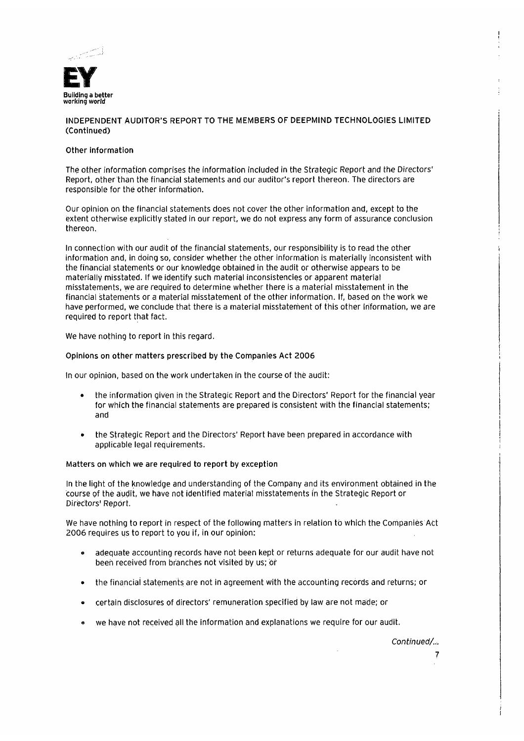INDEPENDENT AUDITOR'S REPORT TO THE MEMBERS OF DEEPMIND TECHNOLOGIES LIMITED (Continued)

**Other information**

The other information comprises the information included in the Strategic Report and the Directors' Report, other than the financial statements and our auditor's report thereon. The directors are responsible for the other information.

Our opinion on the financial statements does not cover the other information and, except to the extent otherwise explicitly stated in our report, we do not express any form of assurance conclusion thereon.

In connection with our audit of the financial statements, our responsibility is to read the other information and, in doing so, consider whether the other information is materially inconsistent with the financial statements or our knowledge obtained in the audit or otherwise appears to be materially misstated. If we identify such material inconsistencies or apparent material misstatements, we are required to determine whether there is a material misstatement in the financial statements or a material misstatement of the other information. If, based on the work we have performed, we conclude that there is a material misstatement of this other information, we are required to report that fact.

We have nothing to report in this regard.

**Opinions on other matters prescribed by the Companies Act 2006**

In our opinion, based on the work undertaken in the course of the audit:

- the information given in the Strategic Report and the Directors' Report for the financial year for which the financial statements are prepared is consistent with the financial statements; and
- the Strategic Report and the Directors' Report have been prepared in accordance with applicable legal requirements.

**Matters on which we are required to report by exception**

In the light of the knowledge and understanding of the Company and its environment obtained in the course of the audit, we have not identified material misstatements in the Strategic Report or Directors' Report.

We have nothing to report in respect of the following matters in relation to which the Companies Act 2006 requires us to report to you if, in our opinion:

- adequate accounting records have not been kept or returns adequate for our audit have not been received from branches not visited by us; or
- the financial statements are not in agreement with the accounting records and returns; or
- certain disclosures of directors' remuneration specified by law are not made; or
- we have not received all the information and explanations we require for our audit.

*Continued/...*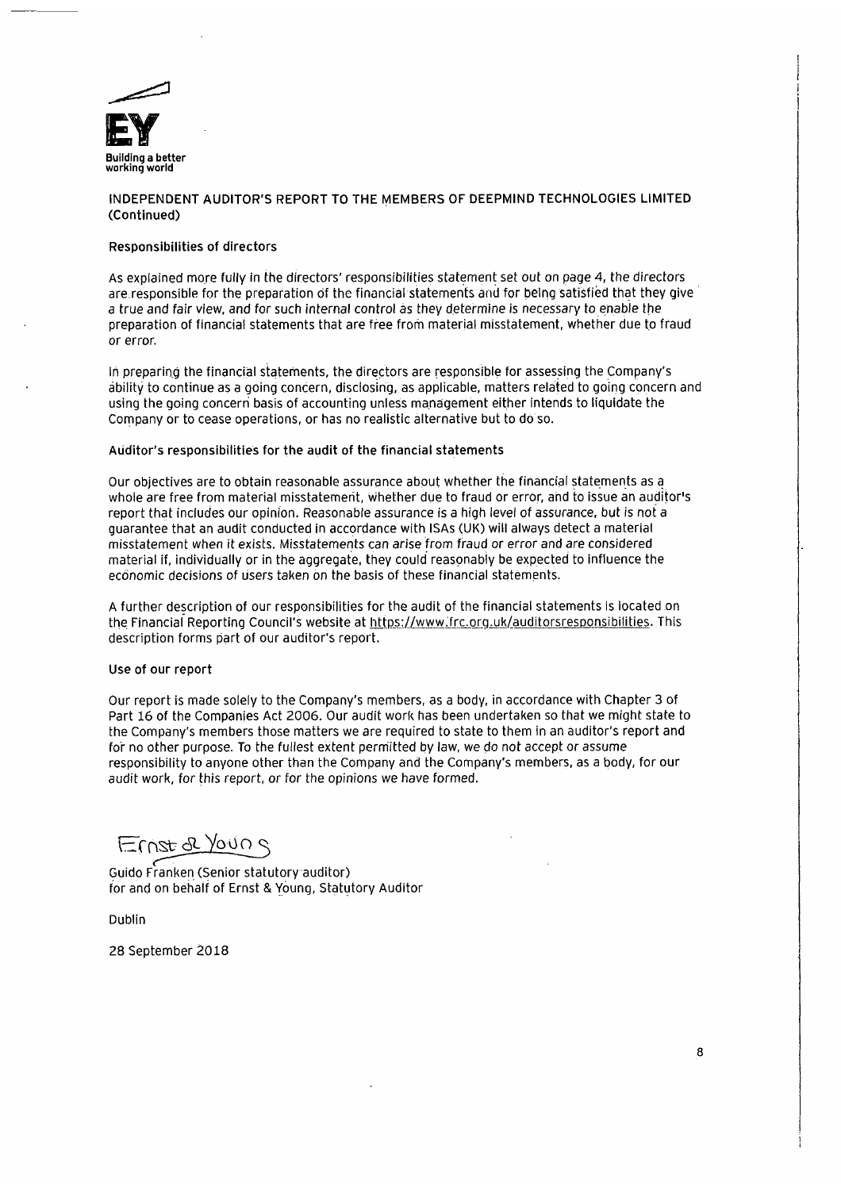Building a better working world

## INDEPENDENT AUDITOR'S REPORT TO THE MEMBERS OF DEEPMIND TECHNOLOGIES LIMITED (Continued)

### Responsibilities of directors

As explained more fully in the directors' responsibilities statement set out on page 4, the directors are responsible for the preparation of the financial statements and for being satisfied that they give a true and fair view, and for such internal control as they determine is necessary to enable the preparation of financial statements that are free from material misstatement, whether due to fraud or error.

In preparing the financial statements, the directors are responsible for assessing the Company's ability to continue as a going concern, disclosing, as applicable, matters related to going concern and using the going concern basis of accounting unless management either intends to liquidate the Company or to cease operations, or has no realistic alternative but to do so.

### Auditor's responsibilities for the audit of the financial statements

Our objectives are to obtain reasonable assurance about whether the financial statements as a whole are free from material misstatement, whether due to fraud or error, and to issue an auditor's report that includes our opinion. Reasonable assurance is a high level of assurance, but is not a guarantee that an audit conducted in accordance with ISAs (UK) will always detect a material misstatement when it exists. Misstatements can arise from fraud or error and are considered material if, individually or in the aggregate, they could reasonably be expected to influence the economic decisions of users taken on the basis of these financial statements.

A further description of our responsibilities for the audit of the financial statements is located on the Financial Reporting Council's website at https://www.frc.org.uk/auditorsresponsibilities. This description forms part of our auditor's report.

### Use of our report

Our report is made solely to the Company's members, as a body, in accordance with Chapter 3 of Part 16 of the Companies Act 2006. Our audit work has been undertaken so that we might state to the Company's members those matters we are required to state to them in an auditor's report and for no other purpose. To the fullest extent permitted by law, we do not accept or assume responsibility to anyone other than the Company and the Company's members, as a body, for our audit work, for this report, or for the opinions we have formed.

Ernst & Young

Guido Franken (Senior statutory auditor)
for and on behalf of Ernst & Young, Statutory Auditor

Dublin

28 September 2018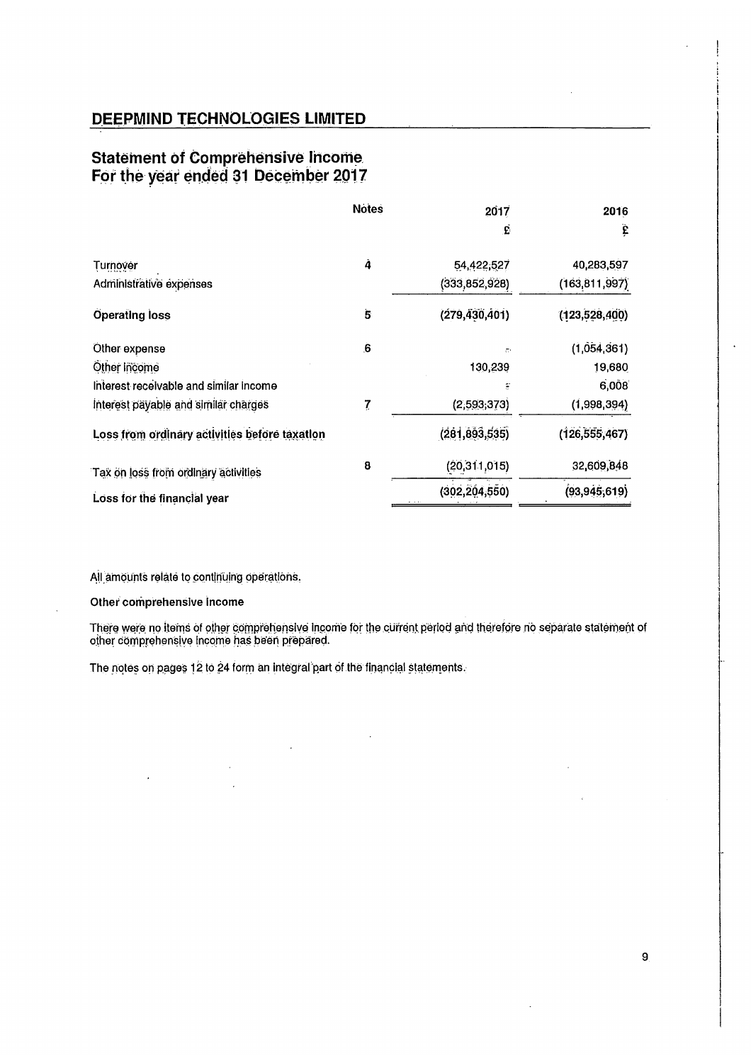## DEEPMIND TECHNOLOGIES LIMITED

# Statement of Comprehensive Income
# For the year ended 31 December 2017

| | Notes | 2017 | 2016 |
|---|---|---|---|
| | | £ | £ |
| Turnover | 4 | 54,422,527 | 40,283,597 |
| Administrative expenses | | (333,852,928) | (163,811,997) |
| **Operating loss** | 5 | (279,430,401) | (123,528,400) |
| Other expense | 6 | - | (1,054,361) |
| Other income | | 130,239 | 19,680 |
| Interest receivable and similar income | | - | 6,008 |
| Interest payable and similar charges | 7 | (2,593,373) | (1,998,394) |
| **Loss from ordinary activities before taxation** | | (281,893,535) | (126,555,467) |
| Tax on loss from ordinary activities | 8 | (20,311,015) | 32,609,848 |
| **Loss for the financial year** | | (302,204,550) | (93,945,619) |

All amounts relate to continuing operations.

**Other comprehensive income**

There were no items of other comprehensive income for the current period and therefore no separate statement of other comprehensive income has been prepared.

The notes on pages 12 to 24 form an integral part of the financial statements.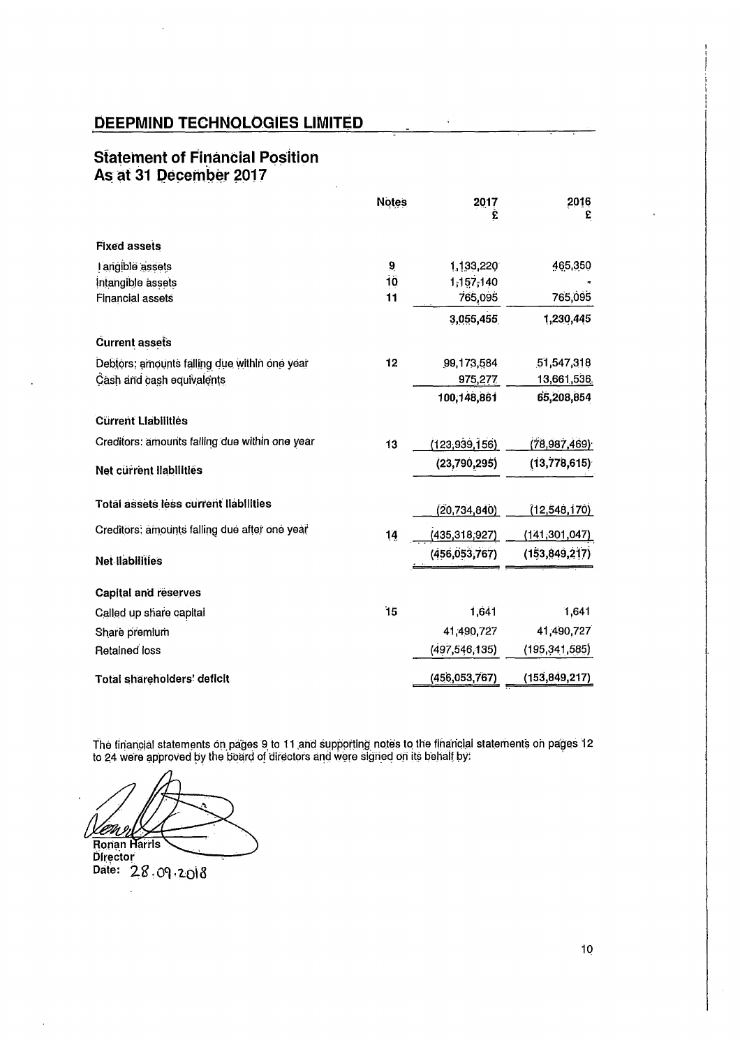## DEEPMIND TECHNOLOGIES LIMITED

## Statement of Financial Position
## As at 31 December 2017

| | Notes | 2017 £ | 2016 £ |
|---|---|---|---|
| **Fixed assets** | | | |
| Tangible assets | 9 | 1,133,220 | 465,350 |
| Intangible assets | 10 | 1,157,140 | - |
| Financial assets | 11 | 765,095 | 765,095 |
| | | **3,055,455** | **1,230,445** |
| **Current assets** | | | |
| Debtors: amounts falling due within one year | 12 | 99,173,584 | 51,547,318 |
| Cash and cash equivalents | | 975,277 | 13,661,536 |
| | | **100,148,861** | **65,208,854** |
| **Current Liabilities** | | | |
| Creditors: amounts falling due within one year | 13 | (123,939,156) | (78,987,469) |
| **Net current liabilities** | | **(23,790,295)** | **(13,778,615)** |
| **Total assets less current liabilities** | | (20,734,840) | (12,548,170) |
| Creditors: amounts falling due after one year | 14 | (435,318,927) | (141,301,047) |
| **Net liabilities** | | **(456,053,767)** | **(153,849,217)** |
| **Capital and reserves** | | | |
| Called up share capital | 15 | 1,641 | 1,641 |
| Share premium | | 41,490,727 | 41,490,727 |
| Retained loss | | (497,546,135) | (195,341,585) |
| **Total shareholders' deficit** | | (456,053,767) | (153,849,217) |

The financial statements on pages 9 to 11 and supporting notes to the financial statements on pages 12 to 24 were approved by the board of directors and were signed on its behalf by:

Ronan Harris
Director
Date: 28.09.2018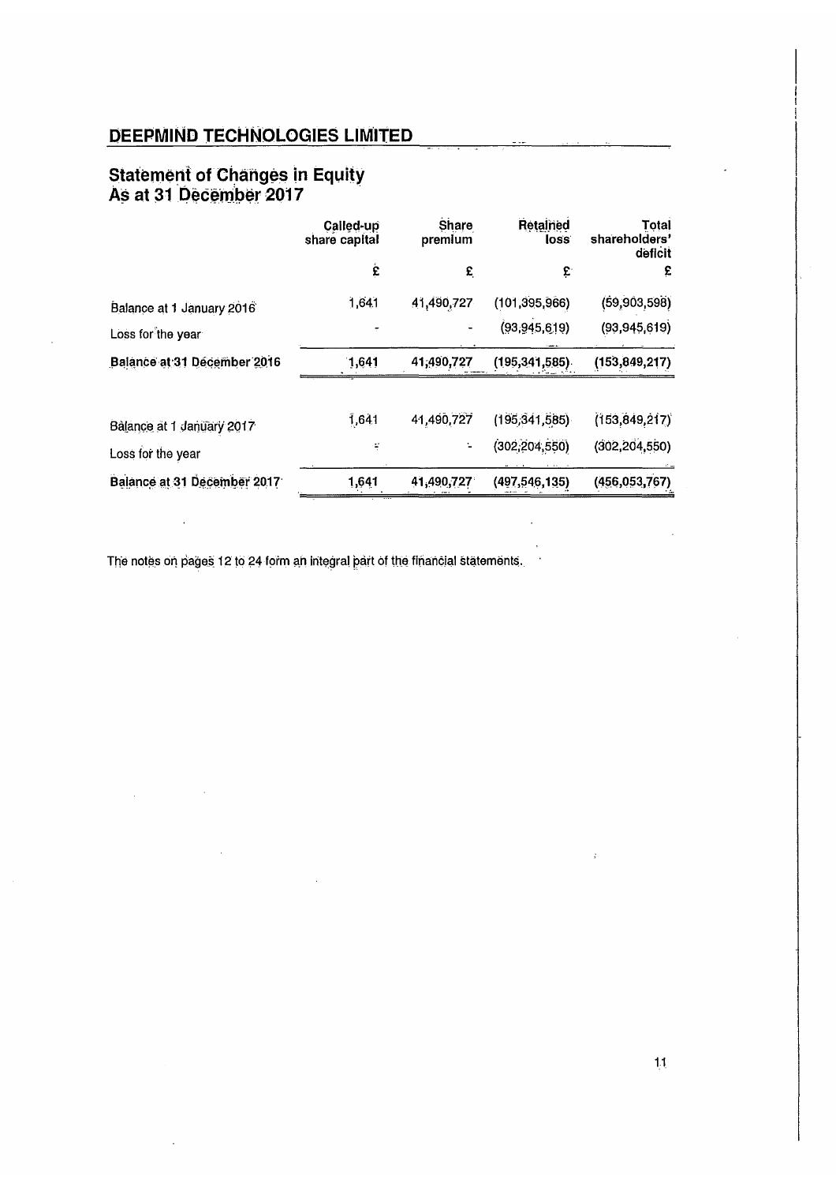## DEEPMIND TECHNOLOGIES LIMITED

# Statement of Changes in Equity
## As at 31 December 2017

| | Called-up share capital | Share premium | Retained loss | Total shareholders' deficit |
|---|---|---|---|---|
| | £ | £ | £ | £ |
| Balance at 1 January 2016 | 1,641 | 41,490,727 | (101,395,966) | (59,903,598) |
| Loss for the year | - | - | (93,945,619) | (93,945,619) |
| **Balance at 31 December 2016** | **1,641** | **41,490,727** | **(195,341,585)** | **(153,849,217)** |
| | | | | |
| Balance at 1 January 2017 | 1,641 | 41,490,727 | (195,341,585) | (153,849,217) |
| Loss for the year | - | - | (302,204,550) | (302,204,550) |
| **Balance at 31 December 2017** | **1,641** | **41,490,727** | **(497,546,135)** | **(456,053,767)** |

The notes on pages 12 to 24 form an integral part of the financial statements.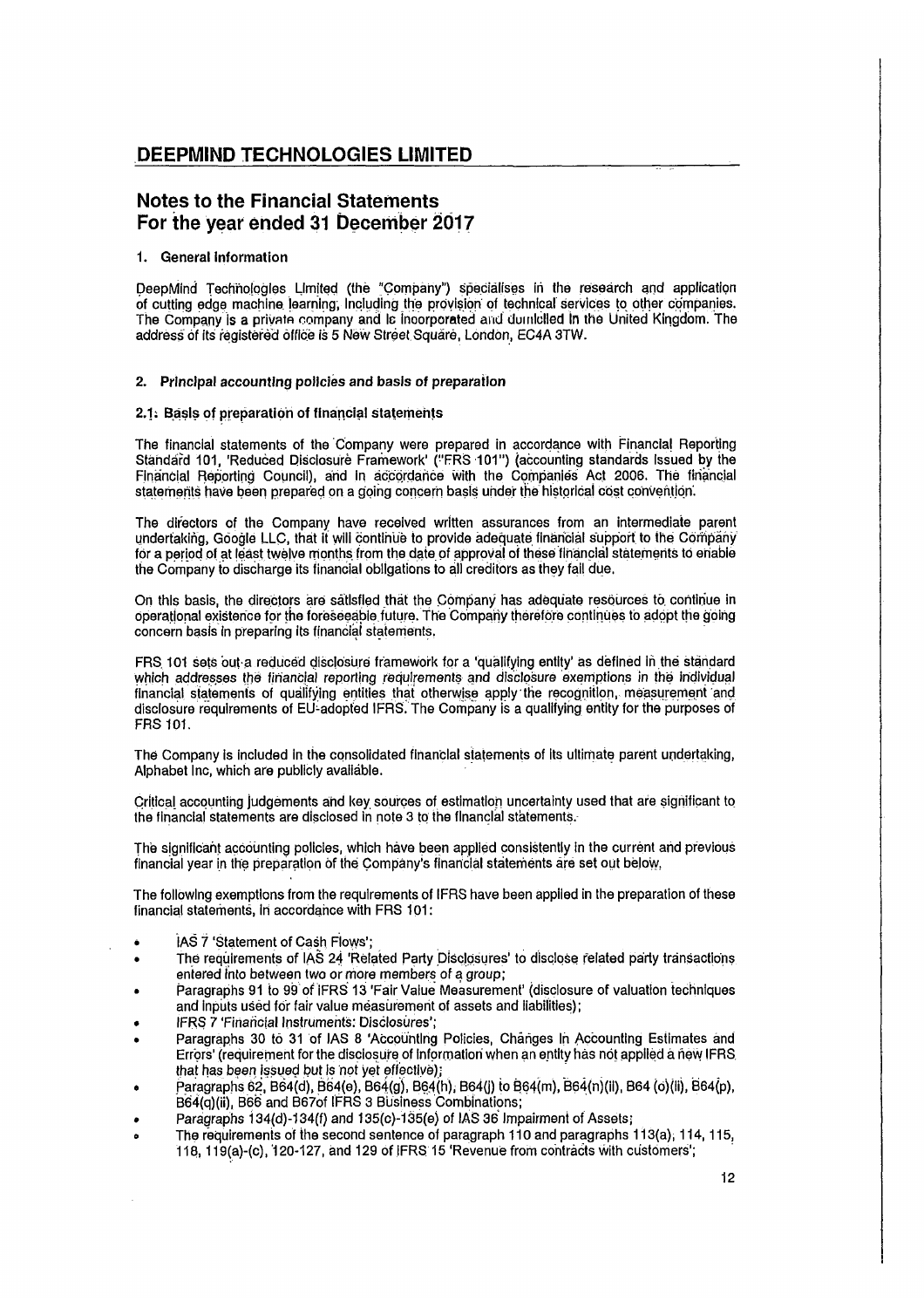## DEEPMIND TECHNOLOGIES LIMITED

# Notes to the Financial Statements For the year ended 31 December 2017

### 1. General information

DeepMind Technologies Limited (the "Company") specialises in the research and application of cutting edge machine learning, including the provision of technical services to other companies. The Company is a private company and is incorporated and domiciled in the United Kingdom. The address of its registered office is 5 New Street Square, London, EC4A 3TW.

### 2. Principal accounting policies and basis of preparation

#### 2.1 Basis of preparation of financial statements

The financial statements of the Company were prepared in accordance with Financial Reporting Standard 101, 'Reduced Disclosure Framework' ("FRS 101") (accounting standards issued by the Financial Reporting Council), and in accordance with the Companies Act 2006. The financial statements have been prepared on a going concern basis under the historical cost convention.

The directors of the Company have received written assurances from an intermediate parent undertaking, Google LLC, that it will continue to provide adequate financial support to the Company for a period of at least twelve months from the date of approval of these financial statements to enable the Company to discharge its financial obligations to all creditors as they fall due.

On this basis, the directors are satisfied that the Company has adequate resources to continue in operational existence for the foreseeable future. The Company therefore continues to adopt the going concern basis in preparing its financial statements.

FRS 101 sets out a reduced disclosure framework for a 'qualifying entity' as defined in the standard which addresses the financial reporting requirements and disclosure exemptions in the individual financial statements of qualifying entities that otherwise apply the recognition, measurement and disclosure requirements of EU-adopted IFRS. The Company is a qualifying entity for the purposes of FRS 101.

The Company is included in the consolidated financial statements of its ultimate parent undertaking, Alphabet Inc, which are publicly available.

Critical accounting judgements and key sources of estimation uncertainty used that are significant to the financial statements are disclosed in note 3 to the financial statements.

The significant accounting policies, which have been applied consistently in the current and previous financial year in the preparation of the Company's financial statements are set out below.

The following exemptions from the requirements of IFRS have been applied in the preparation of these financial statements, in accordance with FRS 101:

- IAS 7 'Statement of Cash Flows';
- The requirements of IAS 24 'Related Party Disclosures' to disclose related party transactions entered into between two or more members of a group;
- Paragraphs 91 to 99 of IFRS 13 'Fair Value Measurement' (disclosure of valuation techniques and inputs used for fair value measurement of assets and liabilities);
- IFRS 7 'Financial Instruments: Disclosures';
- Paragraphs 30 to 31 of IAS 8 'Accounting Policies, Changes in Accounting Estimates and Errors' (requirement for the disclosure of information when an entity has not applied a new IFRS that has been issued but is not yet effective);
- Paragraphs 62, B64(d), B64(e), B64(g), B64(h), B64(j) to B64(m), B64(n)(ii), B64 (o)(ii), B64(p), B64(q)(ii), B66 and B67of IFRS 3 Business Combinations;
- Paragraphs 134(d)-134(f) and 135(c)-135(e) of IAS 36 Impairment of Assets;
- The requirements of the second sentence of paragraph 110 and paragraphs 113(a), 114, 115, 118, 119(a)-(c), 120-127, and 129 of IFRS 15 'Revenue from contracts with customers';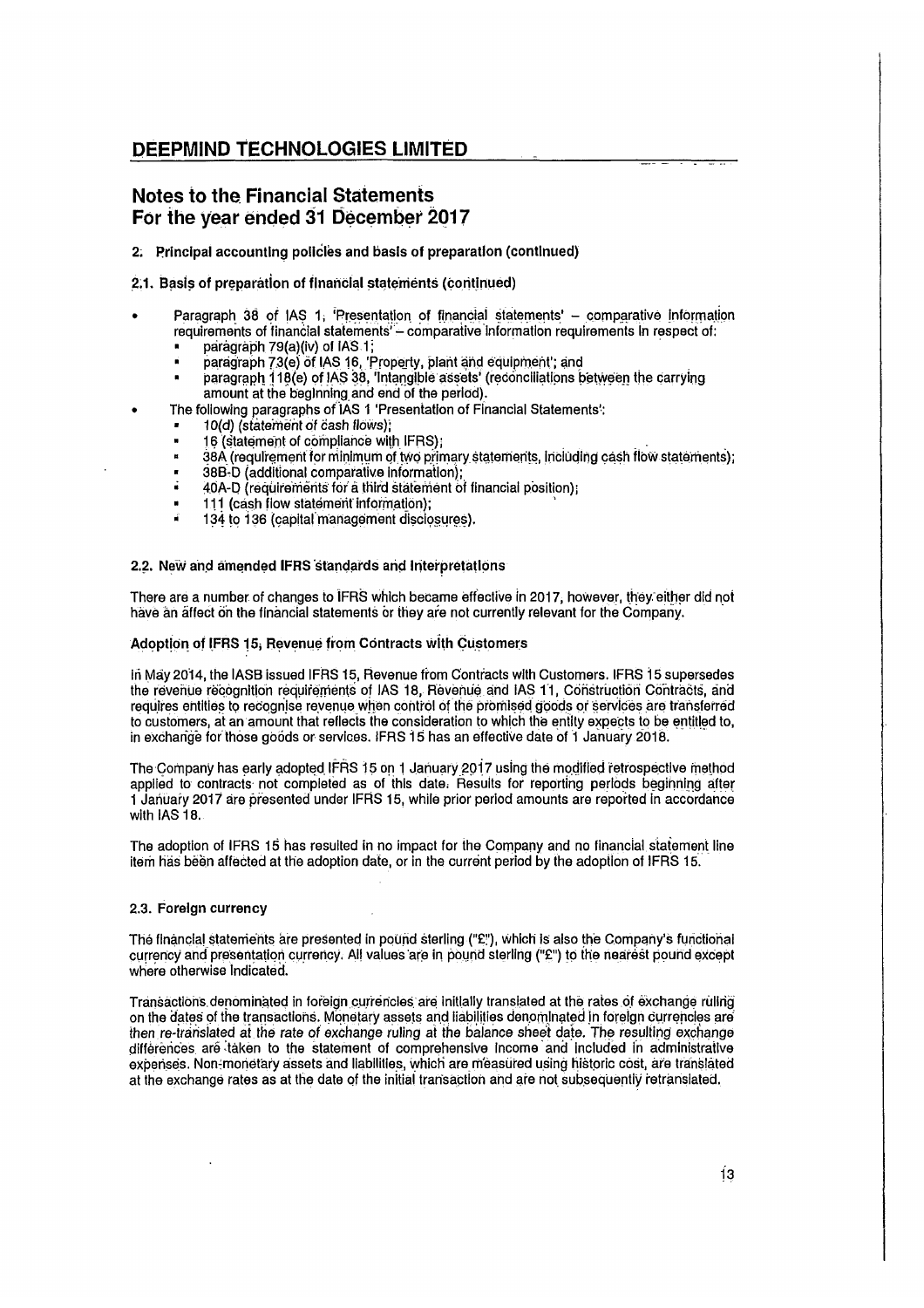## DEEPMIND TECHNOLOGIES LIMITED

## Notes to the Financial Statements
## For the year ended 31 December 2017

### 2. Principal accounting policies and basis of preparation (continued)

#### 2.1. Basis of preparation of financial statements (continued)

- Paragraph 38 of IAS 1, 'Presentation of financial statements' – comparative information requirements of financial statements' – comparative information requirements in respect of:
  - paragraph 79(a)(iv) of IAS 1;
  - paragraph 73(e) of IAS 16, 'Property, plant and equipment'; and
  - paragraph 118(e) of IAS 38, 'Intangible assets' (reconciliations between the carrying amount at the beginning and end of the period).
- The following paragraphs of IAS 1 'Presentation of Financial Statements':
  - 10(d) (statement of cash flows);
  - 16 (statement of compliance with IFRS);
  - 38A (requirement for minimum of two primary statements, including cash flow statements);
  - 38B-D (additional comparative information);
  - 40A-D (requirements for a third statement of financial position);
  - 111 (cash flow statement information);
  - 134 to 136 (capital management disclosures).

#### 2.2. New and amended IFRS standards and Interpretations

There are a number of changes to IFRS which became effective in 2017, however, they either did not have an affect on the financial statements or they are not currently relevant for the Company.

**Adoption of IFRS 15, Revenue from Contracts with Customers**

In May 2014, the IASB issued IFRS 15, Revenue from Contracts with Customers. IFRS 15 supersedes the revenue recognition requirements of IAS 18, Revenue and IAS 11, Construction Contracts, and requires entities to recognise revenue when control of the promised goods or services are transferred to customers, at an amount that reflects the consideration to which the entity expects to be entitled to, in exchange for those goods or services. IFRS 15 has an effective date of 1 January 2018.

The Company has early adopted IFRS 15 on 1 January 2017 using the modified retrospective method applied to contracts not completed as of this date. Results for reporting periods beginning after 1 January 2017 are presented under IFRS 15, while prior period amounts are reported in accordance with IAS 18.

The adoption of IFRS 15 has resulted in no impact for the Company and no financial statement line item has been affected at the adoption date, or in the current period by the adoption of IFRS 15.

#### 2.3. Foreign currency

The financial statements are presented in pound sterling ("£"), which is also the Company's functional currency and presentation currency. All values are in pound sterling ("£") to the nearest pound except where otherwise indicated.

Transactions denominated in foreign currencies are initially translated at the rates of exchange ruling on the dates of the transactions. Monetary assets and liabilities denominated in foreign currencies are then re-translated at the rate of exchange ruling at the balance sheet date. The resulting exchange differences are taken to the statement of comprehensive income and included in administrative expenses. Non-monetary assets and liabilities, which are measured using historic cost, are translated at the exchange rates as at the date of the initial transaction and are not subsequently retranslated.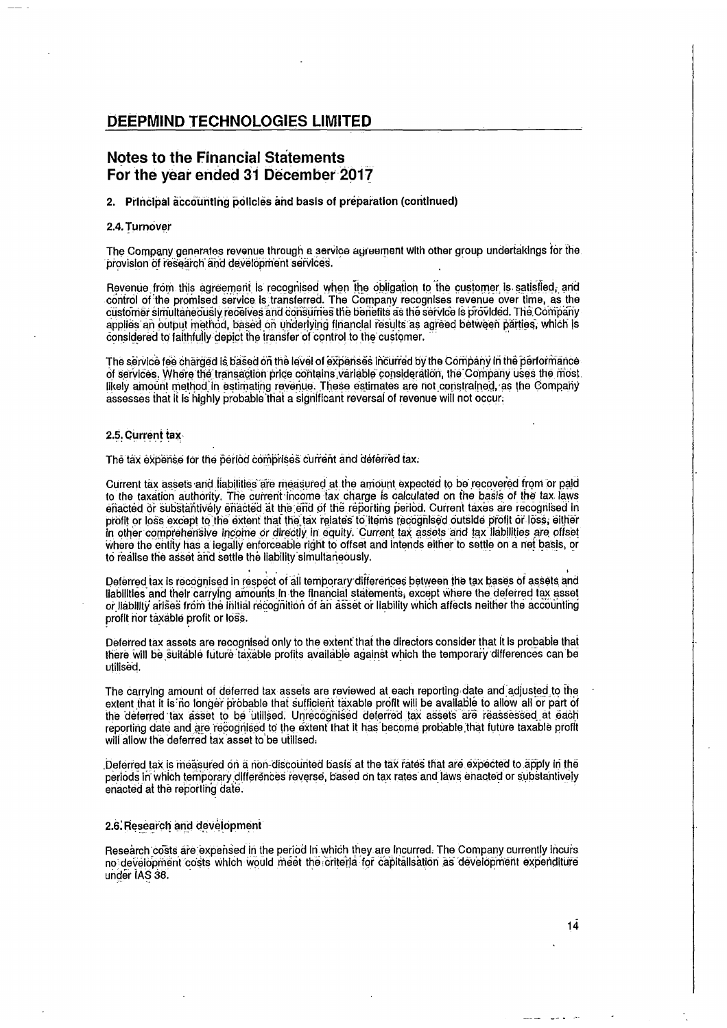# DEEPMIND TECHNOLOGIES LIMITED

## Notes to the Financial Statements
## For the year ended 31 December 2017

### 2. Principal accounting policies and basis of preparation (continued)

#### 2.4. Turnover

The Company generates revenue through a service agreement with other group undertakings for the provision of research and development services.

Revenue from this agreement is recognised when the obligation to the customer is satisfied, and control of the promised service is transferred. The Company recognises revenue over time, as the customer simultaneously receives and consumes the benefits as the service is provided. The Company applies an output method, based on underlying financial results as agreed between parties, which is considered to faithfully depict the transfer of control to the customer.

The service fee charged is based on the level of expenses incurred by the Company in the performance of services. Where the transaction price contains variable consideration, the Company uses the most likely amount method in estimating revenue. These estimates are not constrained, as the Company assesses that it is highly probable that a significant reversal of revenue will not occur.

#### 2.5. Current tax

The tax expense for the period comprises current and deferred tax.

Current tax assets and liabilities are measured at the amount expected to be recovered from or paid to the taxation authority. The current income tax charge is calculated on the basis of the tax laws enacted or substantively enacted at the end of the reporting period. Current taxes are recognised in profit or loss except to the extent that the tax relates to items recognised outside profit or loss, either in other comprehensive income or directly in equity. Current tax assets and tax liabilities are offset where the entity has a legally enforceable right to offset and intends either to settle on a net basis, or to realise the asset and settle the liability simultaneously.

Deferred tax is recognised in respect of all temporary differences between the tax bases of assets and liabilities and their carrying amounts in the financial statements, except where the deferred tax asset or liability arises from the initial recognition of an asset or liability which affects neither the accounting profit nor taxable profit or loss.

Deferred tax assets are recognised only to the extent that the directors consider that it is probable that there will be suitable future taxable profits available against which the temporary differences can be utilised.

The carrying amount of deferred tax assets are reviewed at each reporting date and adjusted to the extent that it is no longer probable that sufficient taxable profit will be available to allow all or part of the deferred tax asset to be utilised. Unrecognised deferred tax assets are reassessed at each reporting date and are recognised to the extent that it has become probable that future taxable profit will allow the deferred tax asset to be utilised.

Deferred tax is measured on a non-discounted basis at the tax rates that are expected to apply in the periods in which temporary differences reverse, based on tax rates and laws enacted or substantively enacted at the reporting date.

#### 2.6. Research and development

Research costs are expensed in the period in which they are incurred. The Company currently incurs no development costs which would meet the criteria for capitalisation as development expenditure under IAS 38.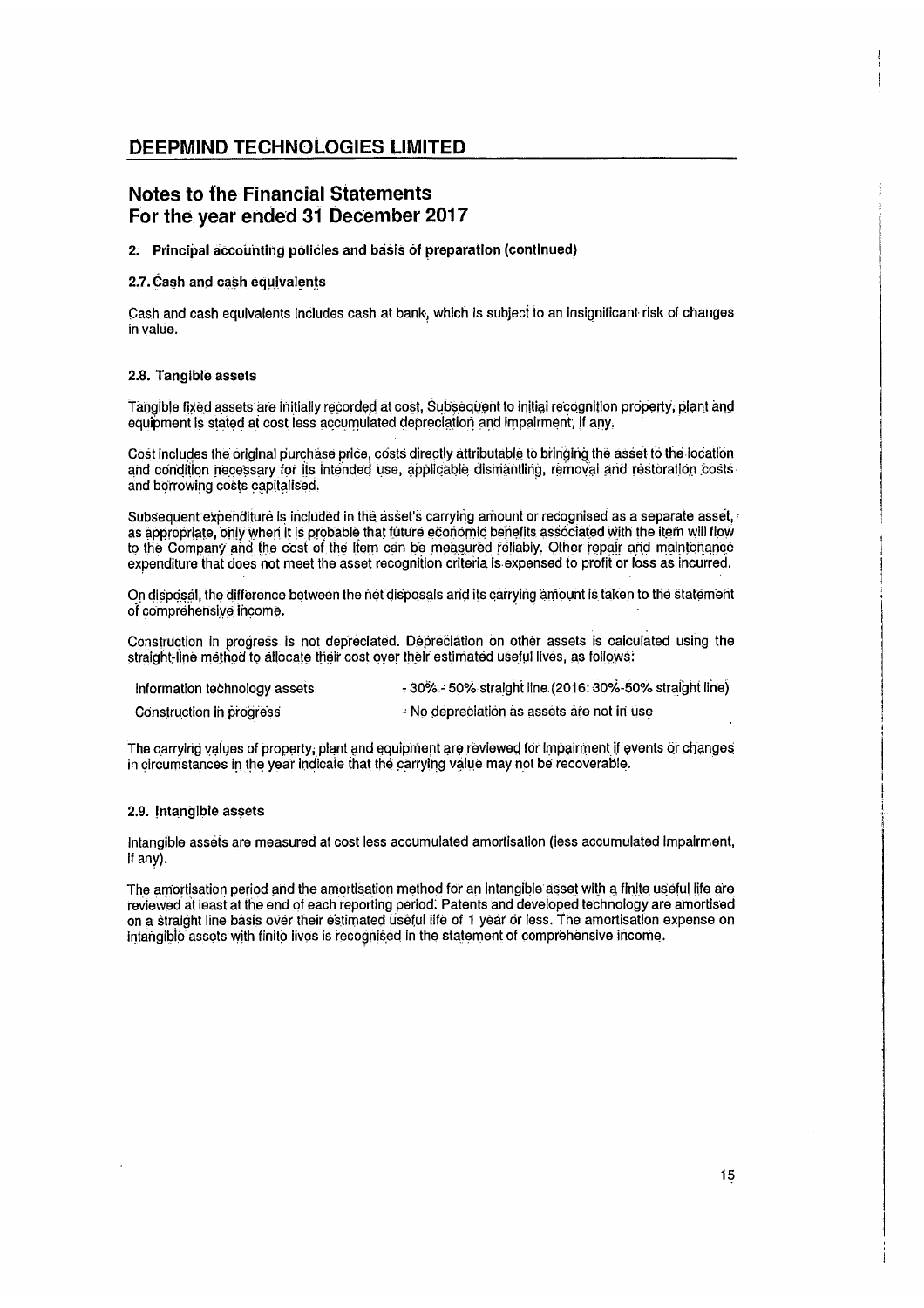# DEEPMIND TECHNOLOGIES LIMITED

## Notes to the Financial Statements
## For the year ended 31 December 2017

### 2. Principal accounting policies and basis of preparation (continued)

#### 2.7. Cash and cash equivalents

Cash and cash equivalents includes cash at bank, which is subject to an insignificant risk of changes in value.

#### 2.8. Tangible assets

Tangible fixed assets are initially recorded at cost. Subsequent to initial recognition property, plant and equipment is stated at cost less accumulated depreciation and impairment, if any.

Cost includes the original purchase price, costs directly attributable to bringing the asset to the location and condition necessary for its intended use, applicable dismantling, removal and restoration costs and borrowing costs capitalised.

Subsequent expenditure is included in the asset's carrying amount or recognised as a separate asset, as appropriate, only when it is probable that future economic benefits associated with the item will flow to the Company and the cost of the item can be measured reliably. Other repair and maintenance expenditure that does not meet the asset recognition criteria is expensed to profit or loss as incurred.

On disposal, the difference between the net disposals and its carrying amount is taken to the statement of comprehensive income.

Construction in progress is not depreciated. Depreciation on other assets is calculated using the straight-line method to allocate their cost over their estimated useful lives, as follows:

| | |
|---|---|
| Information technology assets | - 30% - 50% straight line (2016: 30%-50% straight line) |
| Construction in progress | - No depreciation as assets are not in use |

The carrying values of property, plant and equipment are reviewed for impairment if events or changes in circumstances in the year indicate that the carrying value may not be recoverable.

#### 2.9. Intangible assets

Intangible assets are measured at cost less accumulated amortisation (less accumulated impairment, if any).

The amortisation period and the amortisation method for an intangible asset with a finite useful life are reviewed at least at the end of each reporting period. Patents and developed technology are amortised on a straight line basis over their estimated useful life of 1 year or less. The amortisation expense on intangible assets with finite lives is recognised in the statement of comprehensive income.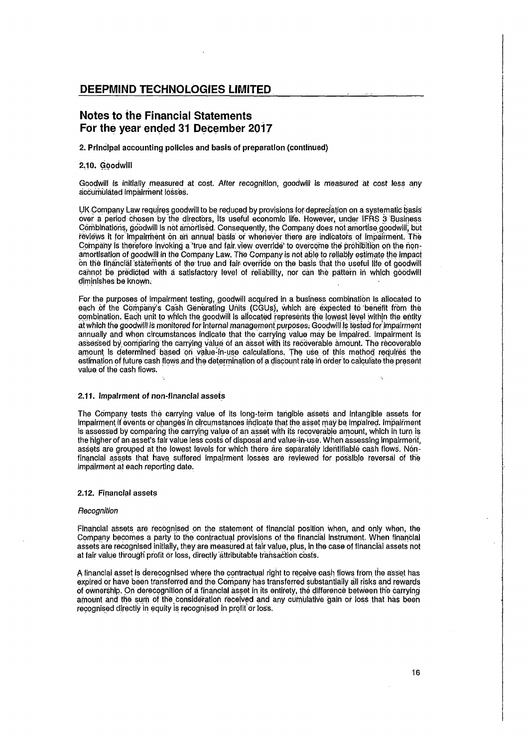## Notes to the Financial Statements
## For the year ended 31 December 2017

### 2. Principal accounting policies and basis of preparation (continued)

#### 2.10. Goodwill

Goodwill is initially measured at cost. After recognition, goodwill is measured at cost less any accumulated impairment losses.

UK Company Law requires goodwill to be reduced by provisions for depreciation on a systematic basis over a period chosen by the directors, its useful economic life. However, under IFRS 3 'Business Combinations, goodwill is not amortised. Consequently, the Company does not amortise goodwill, but reviews it for impairment on an annual basis or whenever there are indicators of impairment. The Company is therefore invoking a 'true and fair view override' to overcome the prohibition on the non-amortisation of goodwill in the Company Law. The Company is not able to reliably estimate the impact on the financial statements of the true and fair override on the basis that the useful life of goodwill cannot be predicted with a satisfactory level of reliability, nor can the pattern in which goodwill diminishes be known.

For the purposes of impairment testing, goodwill acquired in a business combination is allocated to each of the Company's Cash Generating Units (CGUs), which are expected to benefit from the combination. Each unit to which the goodwill is allocated represents the lowest level within the entity at which the goodwill is monitored for internal management purposes. Goodwill is tested for impairment annually and when circumstances indicate that the carrying value may be impaired. Impairment is assessed by comparing the carrying value of an asset with its recoverable amount. The recoverable amount is determined based on value-in-use calculations. The use of this method requires the estimation of future cash flows and the determination of a discount rate in order to calculate the present value of the cash flows.

#### 2.11. Impairment of non-financial assets

The Company tests the carrying value of its long-term tangible assets and intangible assets for impairment if events or changes in circumstances indicate that the asset may be impaired. Impairment is assessed by comparing the carrying value of an asset with its recoverable amount, which in turn is the higher of an asset's fair value less costs of disposal and value-in-use. When assessing impairment, assets are grouped at the lowest levels for which there are separately identifiable cash flows. Non-financial assets that have suffered impairment losses are reviewed for possible reversal of the impairment at each reporting date.

#### 2.12. Financial assets

*Recognition*

Financial assets are recognised on the statement of financial position when, and only when, the Company becomes a party to the contractual provisions of the financial instrument. When financial assets are recognised initially, they are measured at fair value, plus, in the case of financial assets not at fair value through profit or loss, directly attributable transaction costs.

A financial asset is derecognised where the contractual right to receive cash flows from the asset has expired or have been transferred and the Company has transferred substantially all risks and rewards of ownership. On derecognition of a financial asset in its entirety, the difference between the carrying amount and the sum of the consideration received and any cumulative gain or loss that has been recognised directly in equity is recognised in profit or loss.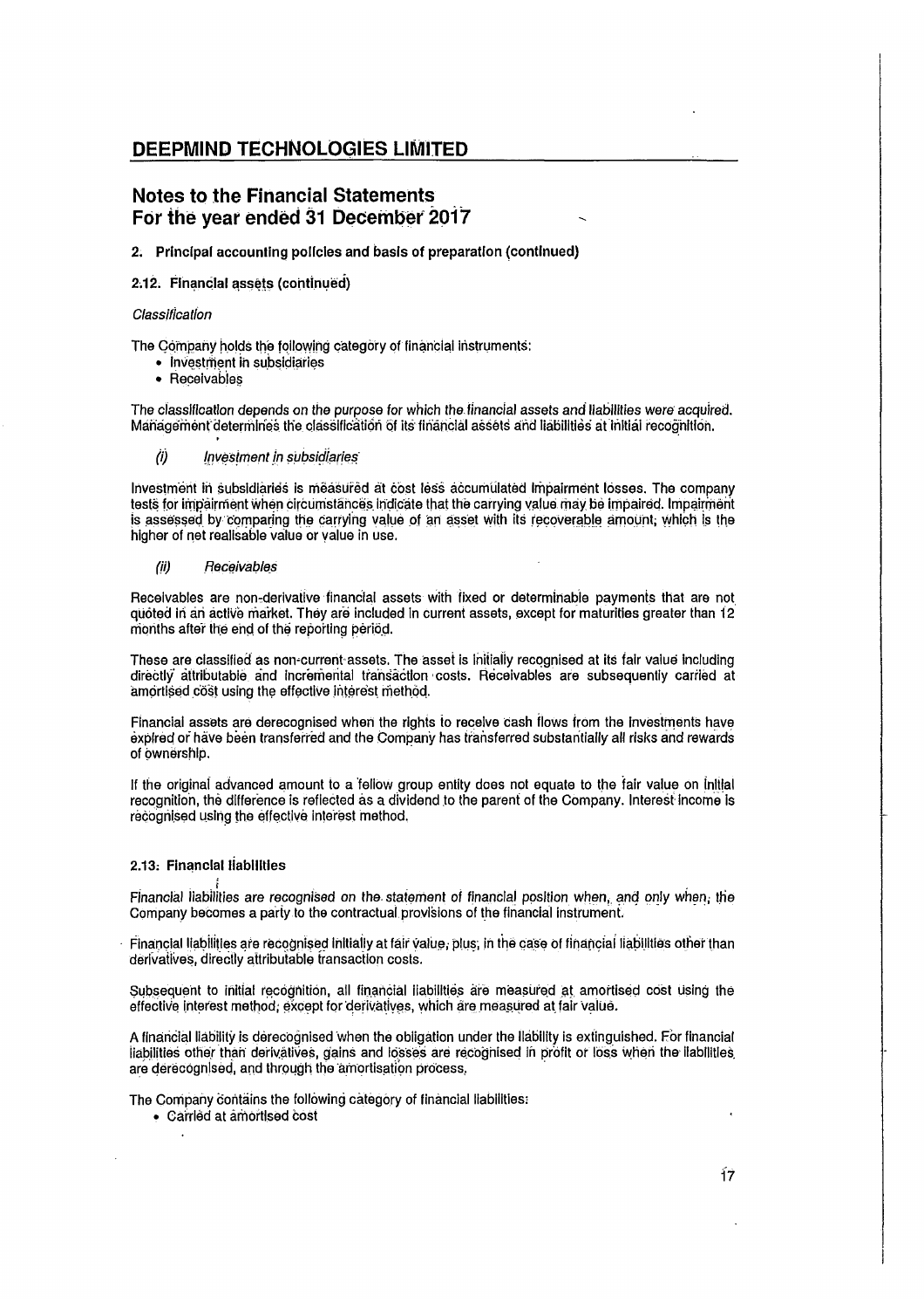# DEEPMIND TECHNOLOGIES LIMITED

## Notes to the Financial Statements
## For the year ended 31 December 2017

### 2. Principal accounting policies and basis of preparation (continued)

#### 2.12. Financial assets (continued)

*Classification*

The Company holds the following category of financial instruments:
- Investment in subsidiaries
- Receivables

The classification depends on the purpose for which the financial assets and liabilities were acquired. Management determines the classification of its financial assets and liabilities at initial recognition.

(i) *Investment in subsidiaries*

Investment in subsidiaries is measured at cost less accumulated impairment losses. The company tests for impairment when circumstances indicate that the carrying value may be impaired. Impairment is assessed by comparing the carrying value of an asset with its recoverable amount, which is the higher of net realisable value or value in use.

(ii) *Receivables*

Receivables are non-derivative financial assets with fixed or determinable payments that are not quoted in an active market. They are included in current assets, except for maturities greater than 12 months after the end of the reporting period.

These are classified as non-current assets. The asset is initially recognised at its fair value including directly attributable and incremental transaction costs. Receivables are subsequently carried at amortised cost using the effective interest method.

Financial assets are derecognised when the rights to receive cash flows from the investments have expired or have been transferred and the Company has transferred substantially all risks and rewards of ownership.

If the original advanced amount to a fellow group entity does not equate to the fair value on initial recognition, the difference is reflected as a dividend to the parent of the Company. Interest income is recognised using the effective interest method.

#### 2.13: Financial liabilities

Financial liabilities are recognised on the statement of financial position when, and only when, the Company becomes a party to the contractual provisions of the financial instrument.

Financial liabilities are recognised initially at fair value, plus, in the case of financial liabilities other than derivatives, directly attributable transaction costs.

Subsequent to initial recognition, all financial liabilities are measured at amortised cost using the effective interest method, except for derivatives, which are measured at fair value.

A financial liability is derecognised when the obligation under the liability is extinguished. For financial liabilities other than derivatives, gains and losses are recognised in profit or loss when the liabilities are derecognised, and through the amortisation process.

The Company contains the following category of financial liabilities:
- Carried at amortised cost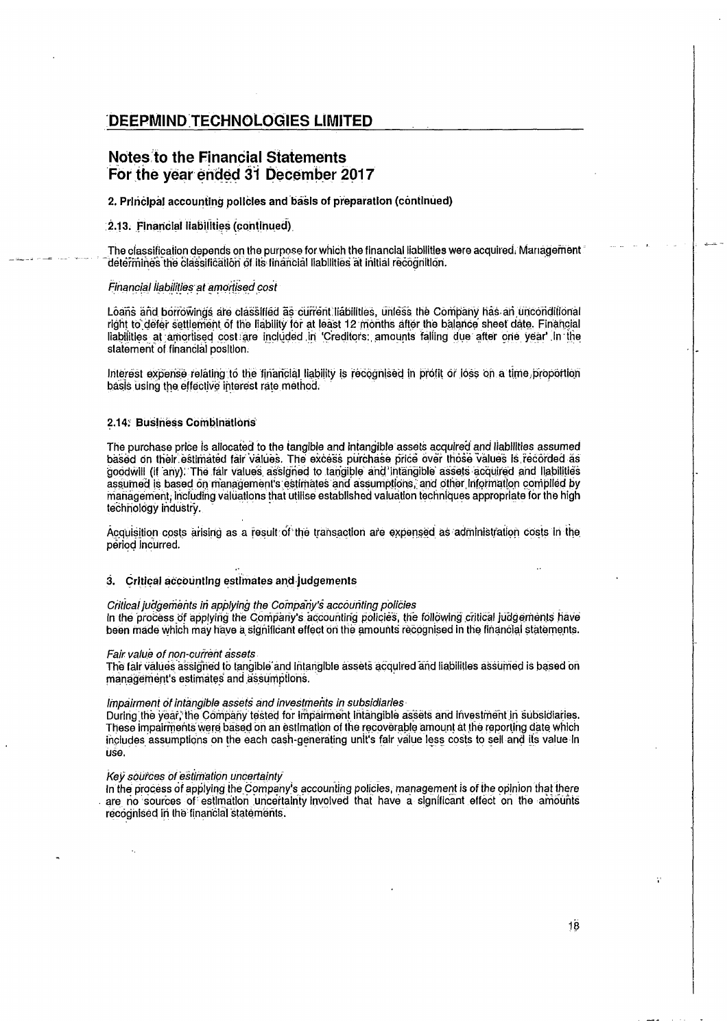# DEEPMIND TECHNOLOGIES LIMITED

## Notes to the Financial Statements
## For the year ended 31 December 2017

### 2. Principal accounting policies and basis of preparation (continued)

#### 2.13. Financial liabilities (continued)

The classification depends on the purpose for which the financial liabilities were acquired. Management determines the classification of its financial liabilities at initial recognition.

*Financial liabilities at amortised cost*

Loans and borrowings are classified as current liabilities, unless the Company has an unconditional right to defer settlement of the liability for at least 12 months after the balance sheet date. Financial liabilities at amortised cost are included in 'Creditors: amounts falling due after one year' in the statement of financial position.

Interest expense relating to the financial liability is recognised in profit or loss on a time proportion basis using the effective interest rate method.

#### 2.14. Business Combinations

The purchase price is allocated to the tangible and intangible assets acquired and liabilities assumed based on their estimated fair values. The excess purchase price over those values is recorded as goodwill (if any). The fair values assigned to tangible and intangible assets acquired and liabilities assumed is based on management's estimates and assumptions, and other information compiled by management, including valuations that utilise established valuation techniques appropriate for the high technology industry.

Acquisition costs arising as a result of the transaction are expensed as administration costs in the period incurred.

### 3. Critical accounting estimates and judgements

*Critical judgements in applying the Company's accounting policies*
In the process of applying the Company's accounting policies, the following critical judgements have been made which may have a significant effect on the amounts recognised in the financial statements.

*Fair value of non-current assets*
The fair values assigned to tangible and intangible assets acquired and liabilities assumed is based on management's estimates and assumptions.

*Impairment of intangible assets and investments in subsidiaries*
During the year, the Company tested for impairment intangible assets and investment in subsidiaries. These impairments were based on an estimation of the recoverable amount at the reporting date which includes assumptions on the each cash-generating unit's fair value less costs to sell and its value in use.

*Key sources of estimation uncertainty*
In the process of applying the Company's accounting policies, management is of the opinion that there are no sources of estimation uncertainty involved that have a significant effect on the amounts recognised in the financial statements.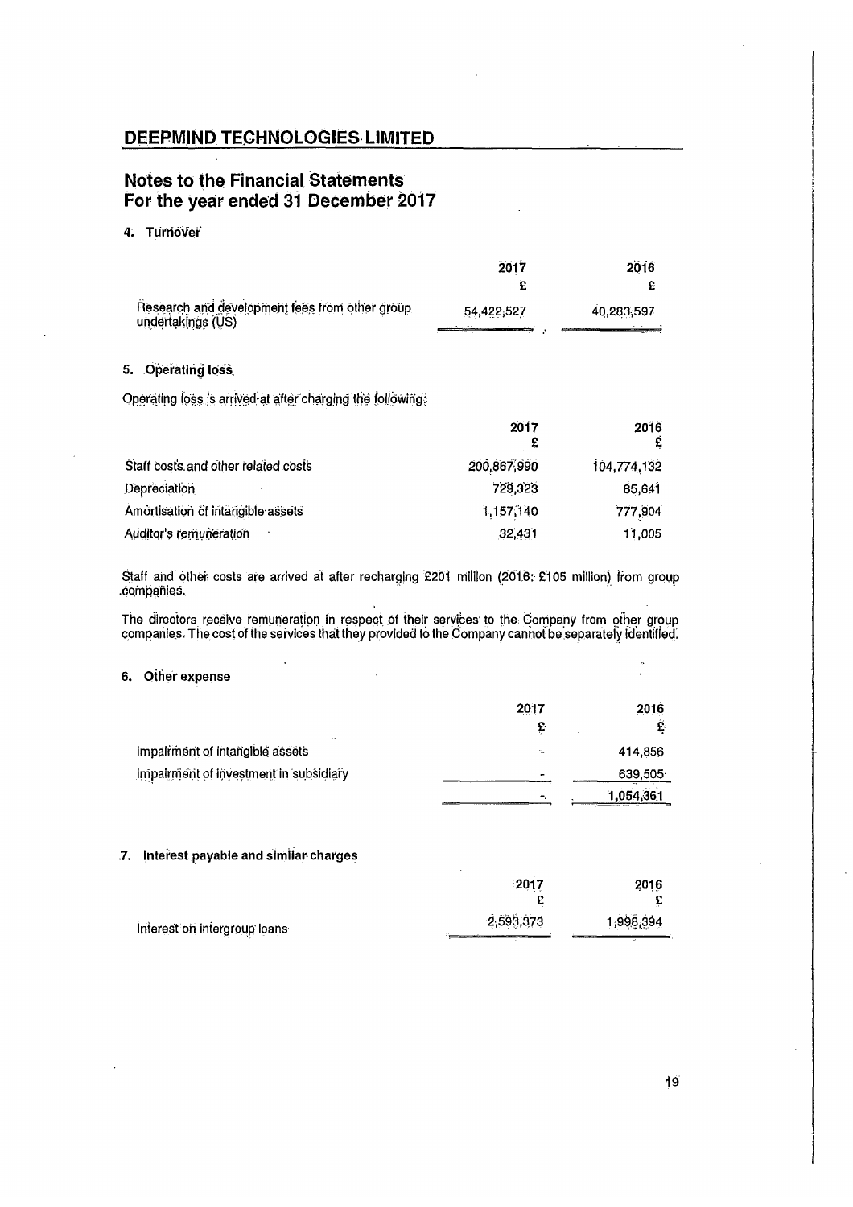# DEEPMIND TECHNOLOGIES LIMITED

## Notes to the Financial Statements
## For the year ended 31 December 2017

### 4. Turnover

| | 2017 | 2016 |
|---|---|---|
| | £ | £ |
| Research and development fees from other group undertakings (US) | 54,422,527 | 40,283,597 |

### 5. Operating loss

Operating loss is arrived at after charging the following:

| | 2017 | 2016 |
|---|---|---|
| | £ | £ |
| Staff costs and other related costs | 200,867,990 | 104,774,132 |
| Depreciation | 729,323 | 85,641 |
| Amortisation of intangible assets | 1,157,140 | 777,904 |
| Auditor's remuneration | 32,431 | 11,005 |

Staff and other costs are arrived at after recharging £201 million (2016: £105 million) from group companies.

The directors receive remuneration in respect of their services to the Company from other group companies. The cost of the services that they provided to the Company cannot be separately identified.

### 6. Other expense

| | 2017 | 2016 |
|---|---|---|
| | £ | £ |
| Impairment of intangible assets | - | 414,856 |
| Impairment of investment in subsidiary | - | 639,505 |
| | - | 1,054,361 |

### 7. Interest payable and similar charges

| | 2017 | 2016 |
|---|---|---|
| | £ | £ |
| Interest on intergroup loans | 2,593,373 | 1,998,394 |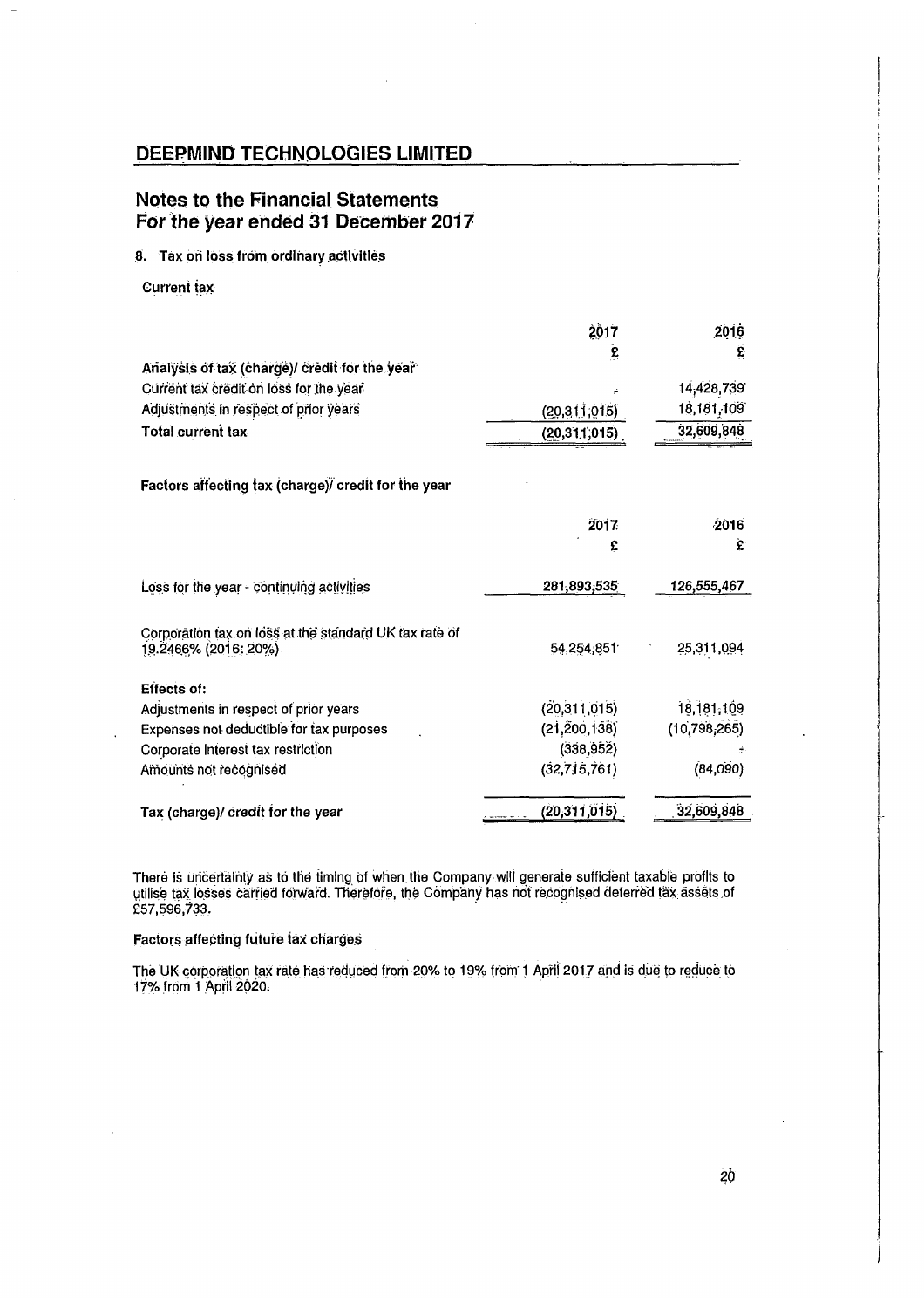# DEEPMIND TECHNOLOGIES LIMITED

## Notes to the Financial Statements
## For the year ended 31 December 2017

### 8. Tax on loss from ordinary activities

**Current tax**

| | 2017 | 2016 |
|---|---|---|
| | £ | £ |
| Analysis of tax (charge)/ credit for the year | | |
| Current tax credit on loss for the year | - | 14,428,739 |
| Adjustments in respect of prior years | (20,311,015) | 18,181,109 |
| **Total current tax** | **(20,311,015)** | **32,609,848** |

**Factors affecting tax (charge)/ credit for the year**

| | 2017 | 2016 |
|---|---|---|
| | £ | £ |
| Loss for the year - continuing activities | 281,893,535 | 126,555,467 |
| Corporation tax on loss at the standard UK tax rate of 19.2466% (2016: 20%) | 54,254,851 | 25,311,094 |
| **Effects of:** | | |
| Adjustments in respect of prior years | (20,311,015) | 18,181,109 |
| Expenses not deductible for tax purposes | (21,200,138) | (10,798,265) |
| Corporate Interest tax restriction | (338,952) | - |
| Amounts not recognised | (32,715,761) | (84,090) |
| **Tax (charge)/ credit for the year** | **(20,311,015)** | **32,609,848** |

There is uncertainty as to the timing of when the Company will generate sufficient taxable profits to utilise tax losses carried forward. Therefore, the Company has not recognised deferred tax assets of £57,596,733.

**Factors affecting future tax charges**

The UK corporation tax rate has reduced from 20% to 19% from 1 April 2017 and is due to reduce to 17% from 1 April 2020.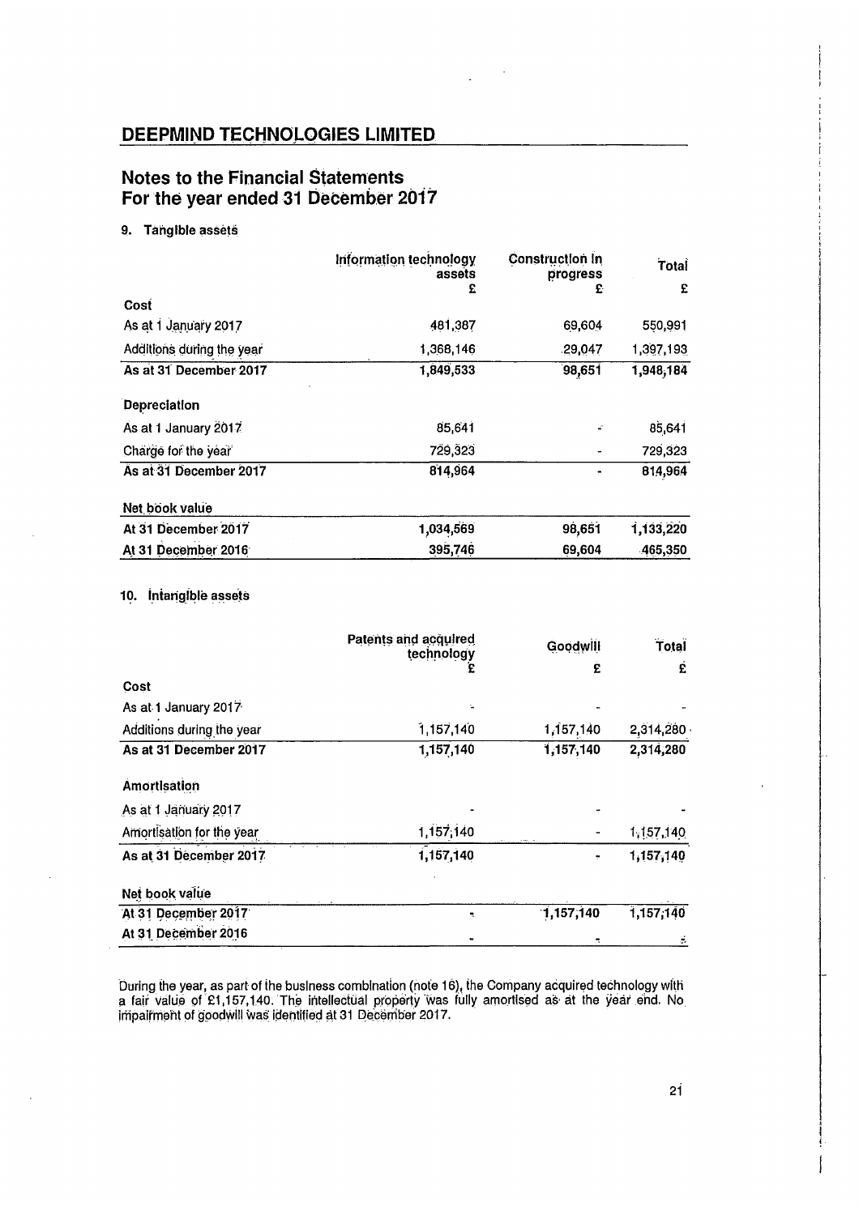# DEEPMIND TECHNOLOGIES LIMITED

## Notes to the Financial Statements
## For the year ended 31 December 2017

### 9. Tangible assets

| | Information technology assets | Construction in progress | Total |
|---|---|---|---|
| | £ | £ | £ |
| **Cost** | | | |
| As at 1 January 2017 | 481,387 | 69,604 | 550,991 |
| Additions during the year | 1,368,146 | 29,047 | 1,397,193 |
| **As at 31 December 2017** | **1,849,533** | **98,651** | **1,948,184** |
| **Depreciation** | | | |
| As at 1 January 2017 | 85,641 | - | 85,641 |
| Charge for the year | 729,323 | - | 729,323 |
| **As at 31 December 2017** | **814,964** | **-** | **814,964** |
| **Net book value** | | | |
| **At 31 December 2017** | **1,034,569** | **98,651** | **1,133,220** |
| **At 31 December 2016** | **395,746** | **69,604** | **465,350** |

### 10. Intangible assets

| | Patents and acquired technology | Goodwill | Total |
|---|---|---|---|
| | £ | £ | £ |
| **Cost** | | | |
| As at 1 January 2017 | - | - | - |
| Additions during the year | 1,157,140 | 1,157,140 | 2,314,280 |
| **As at 31 December 2017** | **1,157,140** | **1,157,140** | **2,314,280** |
| **Amortisation** | | | |
| As at 1 January 2017 | - | - | - |
| Amortisation for the year | 1,157,140 | - | 1,157,140 |
| **As at 31 December 2017** | **1,157,140** | **-** | **1,157,140** |
| **Net book value** | | | |
| **At 31 December 2017** | **-** | **1,157,140** | **1,157,140** |
| **At 31 December 2016** | **-** | **-** | **-** |

During the year, as part of the business combination (note 16), the Company acquired technology with a fair value of £1,157,140. The intellectual property was fully amortised as at the year end. No impairment of goodwill was identified at 31 December 2017.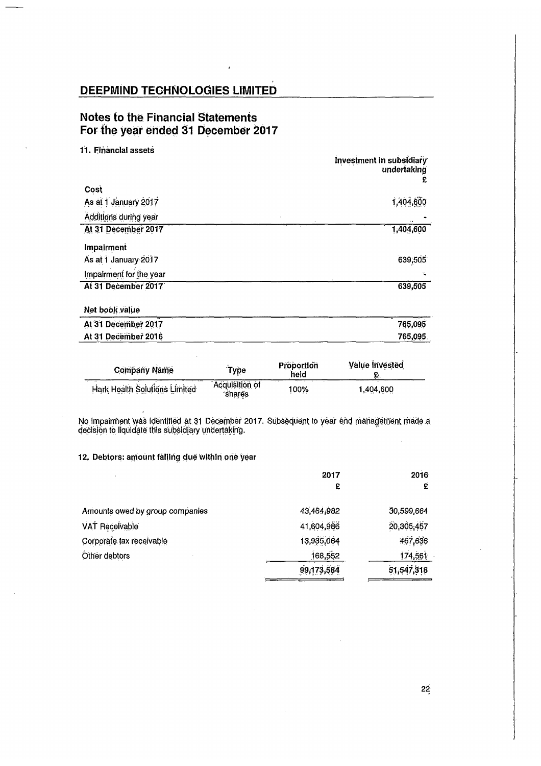# DEEPMIND TECHNOLOGIES LIMITED

## Notes to the Financial Statements
## For the year ended 31 December 2017

### 11. Financial assets

| | Investment in subsidiary undertaking £ |
|---|---|
| **Cost** | |
| As at 1 January 2017 | 1,404,600 |
| Additions during year | - |
| **At 31 December 2017** | **1,404,600** |
| **Impairment** | |
| As at 1 January 2017 | 639,505 |
| Impairment for the year | - |
| **At 31 December 2017** | **639,505** |
| **Net book value** | |
| **At 31 December 2017** | **765,095** |
| **At 31 December 2016** | **765,095** |

| Company Name | Type | Proportion held | Value Invested £ |
|---|---|---|---|
| Hark Health Solutions Limited | Acquisition of shares | 100% | 1,404,600 |

No impairment was identified at 31 December 2017. Subsequent to year end management made a decision to liquidate this subsidiary undertaking.

### 12. Debtors: amount falling due within one year

| | 2017 £ | 2016 £ |
|---|---|---|
| Amounts owed by group companies | 43,464,982 | 30,599,664 |
| VAT Receivable | 41,604,986 | 20,305,457 |
| Corporate tax receivable | 13,935,064 | 467,636 |
| Other debtors | 168,552 | 174,561 |
| | 99,173,584 | 51,547,318 |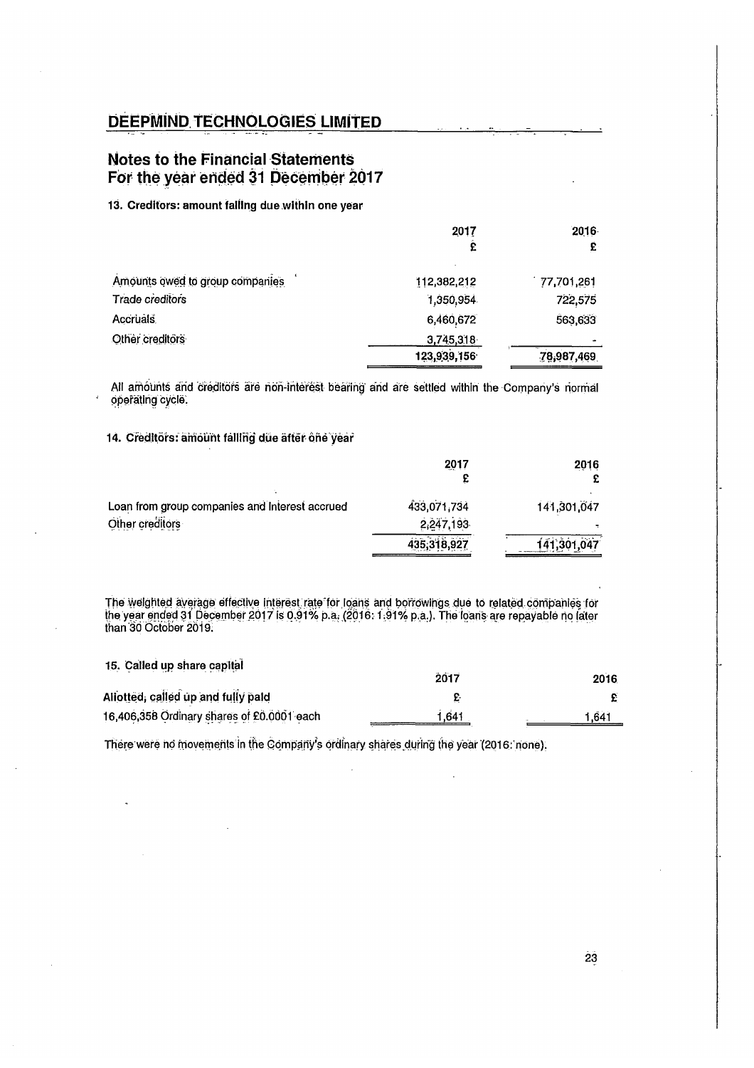# DEEPMIND TECHNOLOGIES LIMITED

## Notes to the Financial Statements For the year ended 31 December 2017

### 13. Creditors: amount falling due within one year

| | 2017 £ | 2016 £ |
|---|---|---|
| Amounts owed to group companies | 112,382,212 | 77,701,261 |
| Trade creditors | 1,350,954 | 722,575 |
| Accruals | 6,460,672 | 563,633 |
| Other creditors | 3,745,318 | - |
| | 123,939,156 | 78,987,469 |

All amounts and creditors are non-interest bearing and are settled within the Company's normal operating cycle.

### 14. Creditors: amount falling due after one year

| | 2017 £ | 2016 £ |
|---|---|---|
| Loan from group companies and interest accrued | 433,071,734 | 141,301,047 |
| Other creditors | 2,247,193 | - |
| | 435,318,927 | 141,301,047 |

The weighted average effective interest rate for loans and borrowings due to related companies for the year ended 31 December 2017 is 0.91% p.a. (2016: 1.91% p.a.). The loans are repayable no later than 30 October 2019.

### 15. Called up share capital

| Allotted, called up and fully paid | 2017 £ | 2016 £ |
|---|---|---|
| 16,406,358 Ordinary shares of £0.0001 each | 1,641 | 1,641 |

There were no movements in the Company's ordinary shares during the year (2016: none).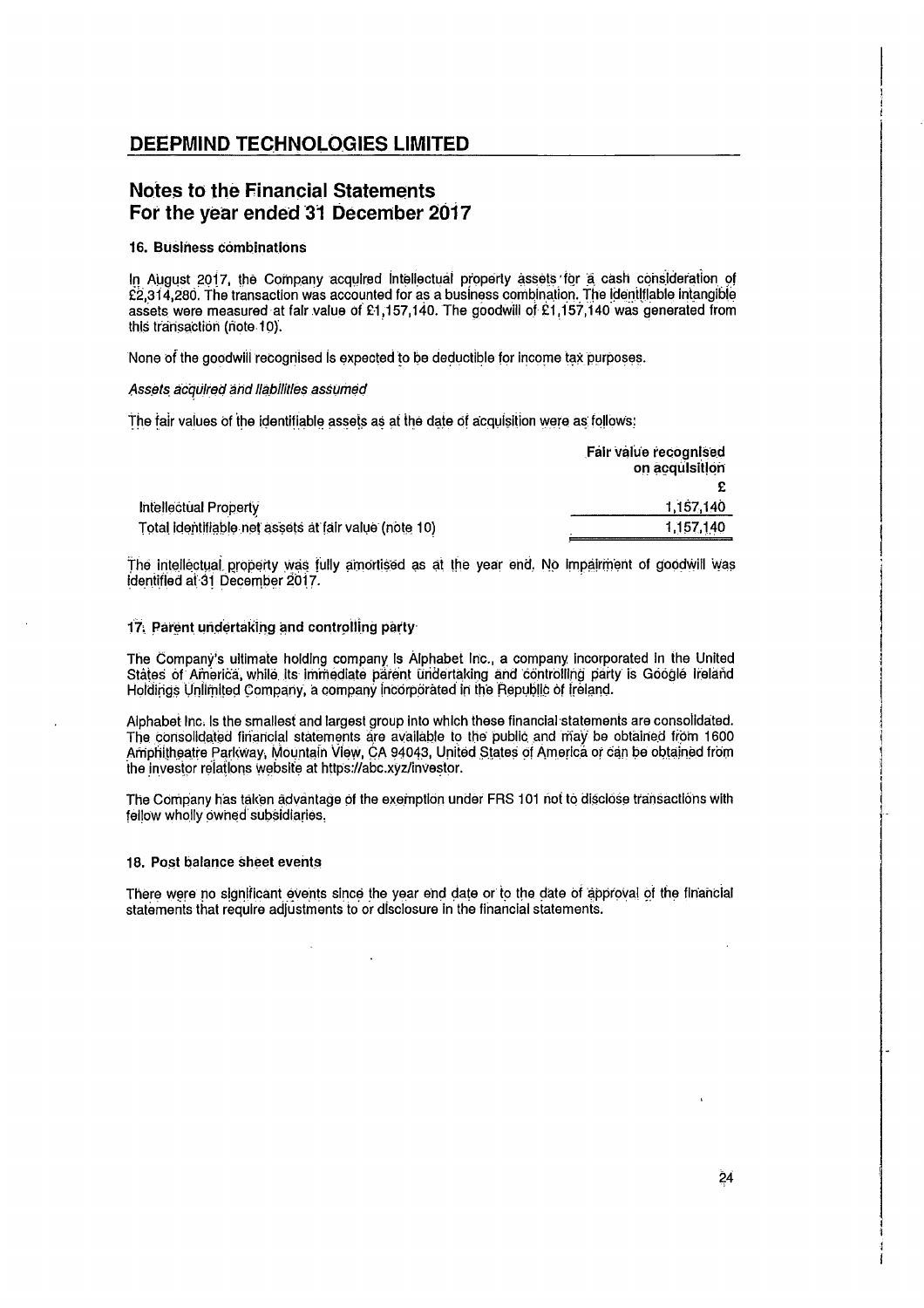## Notes to the Financial Statements
## For the year ended 31 December 2017

### 16. Business combinations

In August 2017, the Company acquired intellectual property assets for a cash consideration of £2,314,280. The transaction was accounted for as a business combination. The identifiable intangible assets were measured at fair value of £1,157,140. The goodwill of £1,157,140 was generated from this transaction (note 10).

None of the goodwill recognised is expected to be deductible for income tax purposes.

*Assets acquired and liabilities assumed*

The fair values of the identifiable assets as at the date of acquisition were as follows:

| | Fair value recognised on acquisition |
|---|---|
| | £ |
| Intellectual Property | 1,157,140 |
| Total identifiable net assets at fair value (note 10) | 1,157,140 |

The intellectual property was fully amortised as at the year end. No impairment of goodwill was identified at 31 December 2017.

### 17. Parent undertaking and controlling party

The Company's ultimate holding company is Alphabet Inc., a company incorporated in the United States of America, while its immediate parent undertaking and controlling party is Google Ireland Holdings Unlimited Company, a company incorporated in the Republic of Ireland.

Alphabet Inc. is the smallest and largest group into which these financial statements are consolidated. The consolidated financial statements are available to the public and may be obtained from 1600 Amphitheatre Parkway, Mountain View, CA 94043, United States of America or can be obtained from the investor relations website at https://abc.xyz/investor.

The Company has taken advantage of the exemption under FRS 101 not to disclose transactions with fellow wholly owned subsidiaries.

### 18. Post balance sheet events

There were no significant events since the year end date or to the date of approval of the financial statements that require adjustments to or disclosure in the financial statements.